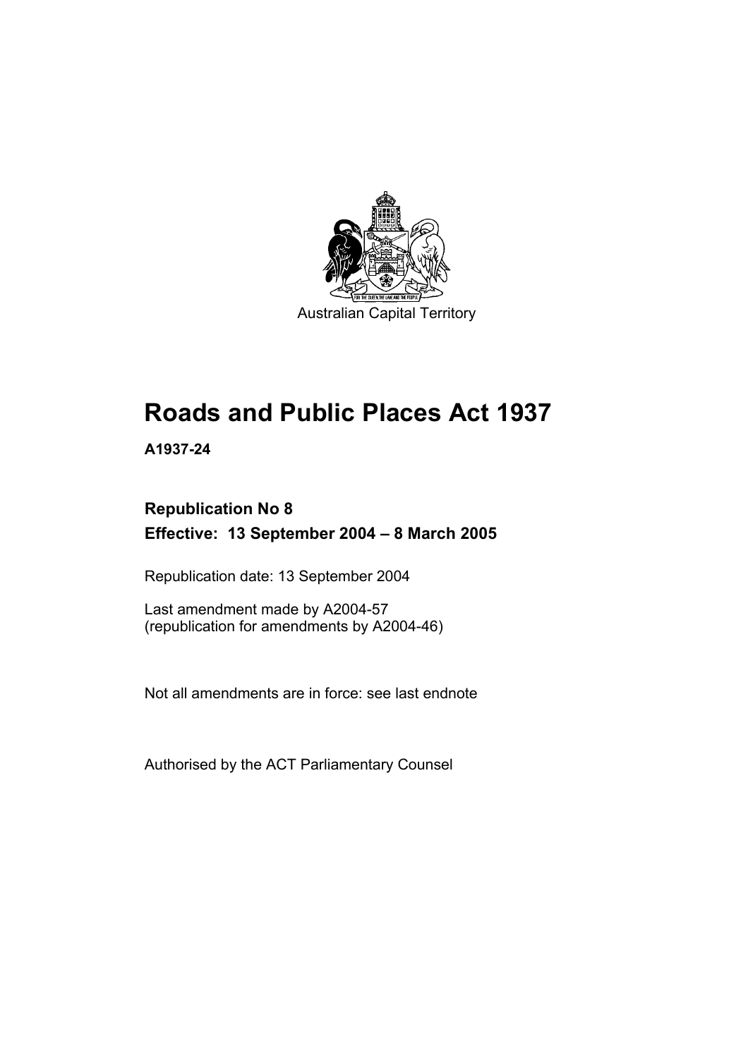Australian Capital Territory

# Roads and Public Places Act 1937

**A1937-24**

**Republication No 8**

**Effective: 13 September 2004 – 8 March 2005**

Republication date: 13 September 2004

Last amendment made by A2004-57
(republication for amendments by A2004-46)

Not all amendments are in force: see last endnote

Authorised by the ACT Parliamentary Counsel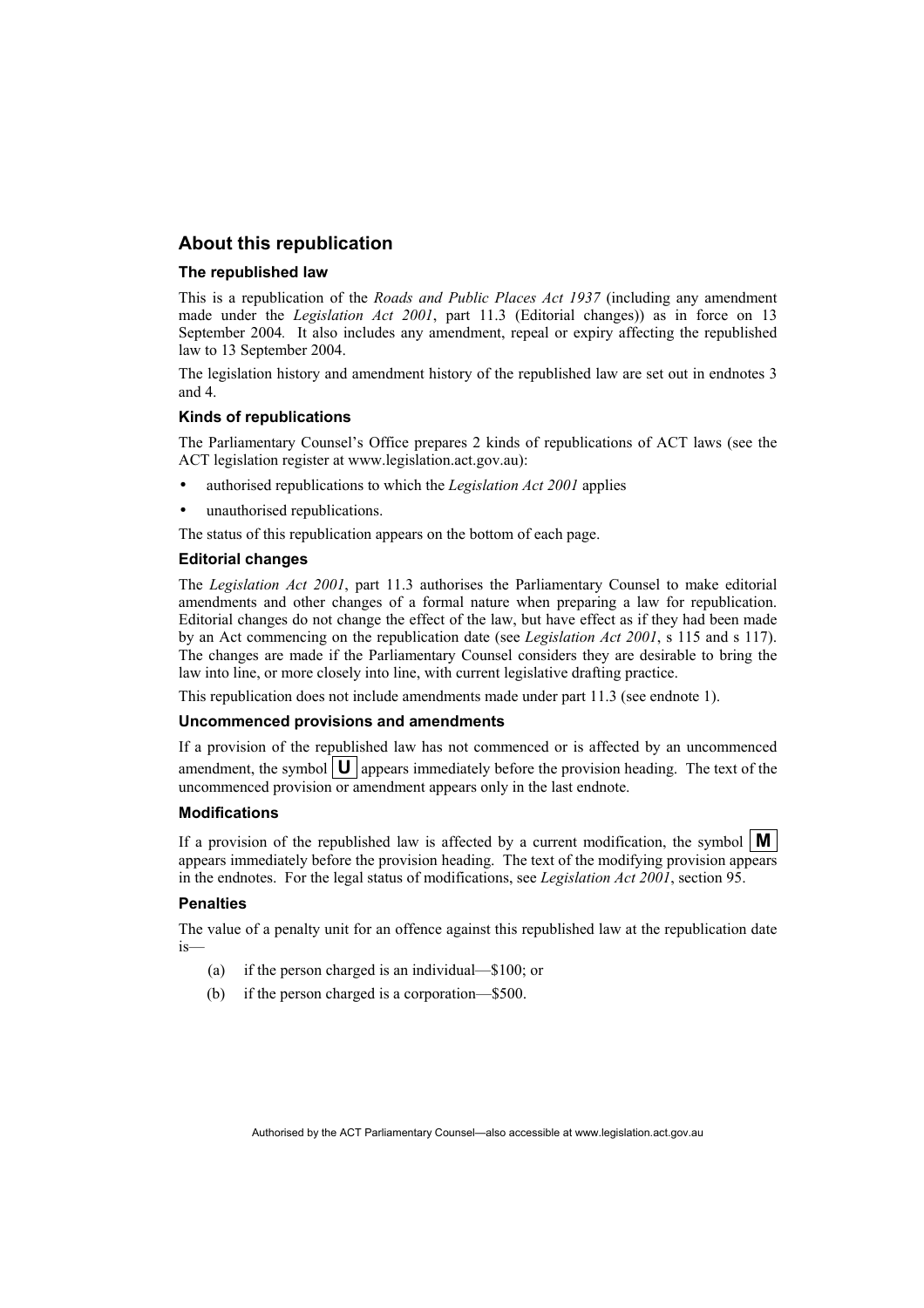## About this republication

### The republished law

This is a republication of the *Roads and Public Places Act 1937* (including any amendment made under the *Legislation Act 2001*, part 11.3 (Editorial changes)) as in force on 13 September 2004. It also includes any amendment, repeal or expiry affecting the republished law to 13 September 2004.

The legislation history and amendment history of the republished law are set out in endnotes 3 and 4.

### Kinds of republications

The Parliamentary Counsel's Office prepares 2 kinds of republications of ACT laws (see the ACT legislation register at www.legislation.act.gov.au):

- authorised republications to which the *Legislation Act 2001* applies
- unauthorised republications.

The status of this republication appears on the bottom of each page.

### Editorial changes

The *Legislation Act 2001*, part 11.3 authorises the Parliamentary Counsel to make editorial amendments and other changes of a formal nature when preparing a law for republication. Editorial changes do not change the effect of the law, but have effect as if they had been made by an Act commencing on the republication date (see *Legislation Act 2001*, s 115 and s 117). The changes are made if the Parliamentary Counsel considers they are desirable to bring the law into line, or more closely into line, with current legislative drafting practice.

This republication does not include amendments made under part 11.3 (see endnote 1).

### Uncommenced provisions and amendments

If a provision of the republished law has not commenced or is affected by an uncommenced amendment, the symbol **U** appears immediately before the provision heading. The text of the uncommenced provision or amendment appears only in the last endnote.

### Modifications

If a provision of the republished law is affected by a current modification, the symbol **M** appears immediately before the provision heading. The text of the modifying provision appears in the endnotes. For the legal status of modifications, see *Legislation Act 2001*, section 95.

### Penalties

The value of a penalty unit for an offence against this republished law at the republication date is—

(a) if the person charged is an individual—$100; or

(b) if the person charged is a corporation—$500.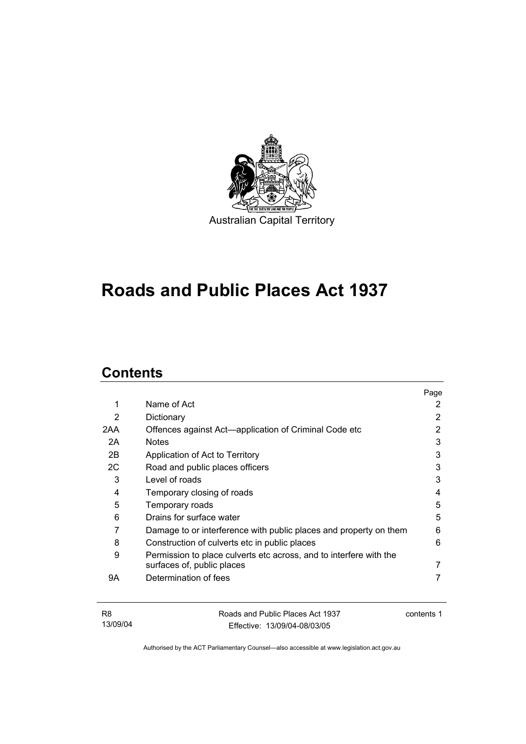Australian Capital Territory

# Roads and Public Places Act 1937

## Contents

| | | Page |
|---|---|---|
| 1 | Name of Act | 2 |
| 2 | Dictionary | 2 |
| 2AA | Offences against Act—application of Criminal Code etc | 2 |
| 2A | Notes | 3 |
| 2B | Application of Act to Territory | 3 |
| 2C | Road and public places officers | 3 |
| 3 | Level of roads | 3 |
| 4 | Temporary closing of roads | 4 |
| 5 | Temporary roads | 5 |
| 6 | Drains for surface water | 5 |
| 7 | Damage to or interference with public places and property on them | 6 |
| 8 | Construction of culverts etc in public places | 6 |
| 9 | Permission to place culverts etc across, and to interfere with the surfaces of, public places | 7 |
| 9A | Determination of fees | 7 |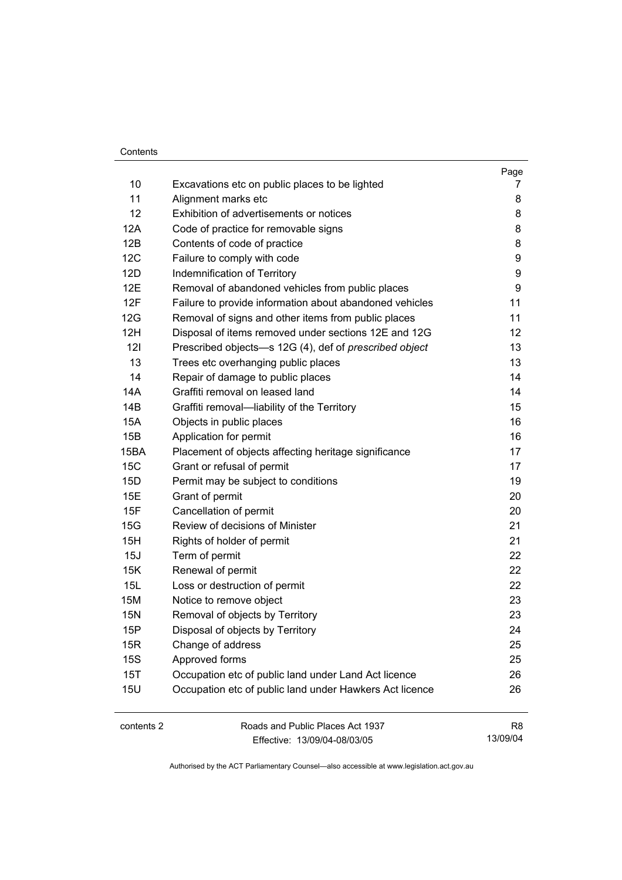| | | Page |
|---|---|---|
| 10 | Excavations etc on public places to be lighted | 7 |
| 11 | Alignment marks etc | 8 |
| 12 | Exhibition of advertisements or notices | 8 |
| 12A | Code of practice for removable signs | 8 |
| 12B | Contents of code of practice | 8 |
| 12C | Failure to comply with code | 9 |
| 12D | Indemnification of Territory | 9 |
| 12E | Removal of abandoned vehicles from public places | 9 |
| 12F | Failure to provide information about abandoned vehicles | 11 |
| 12G | Removal of signs and other items from public places | 11 |
| 12H | Disposal of items removed under sections 12E and 12G | 12 |
| 12I | Prescribed objects—s 12G (4), def of *prescribed object* | 13 |
| 13 | Trees etc overhanging public places | 13 |
| 14 | Repair of damage to public places | 14 |
| 14A | Graffiti removal on leased land | 14 |
| 14B | Graffiti removal—liability of the Territory | 15 |
| 15A | Objects in public places | 16 |
| 15B | Application for permit | 16 |
| 15BA | Placement of objects affecting heritage significance | 17 |
| 15C | Grant or refusal of permit | 17 |
| 15D | Permit may be subject to conditions | 19 |
| 15E | Grant of permit | 20 |
| 15F | Cancellation of permit | 20 |
| 15G | Review of decisions of Minister | 21 |
| 15H | Rights of holder of permit | 21 |
| 15J | Term of permit | 22 |
| 15K | Renewal of permit | 22 |
| 15L | Loss or destruction of permit | 22 |
| 15M | Notice to remove object | 23 |
| 15N | Removal of objects by Territory | 23 |
| 15P | Disposal of objects by Territory | 24 |
| 15R | Change of address | 25 |
| 15S | Approved forms | 25 |
| 15T | Occupation etc of public land under Land Act licence | 26 |
| 15U | Occupation etc of public land under Hawkers Act licence | 26 |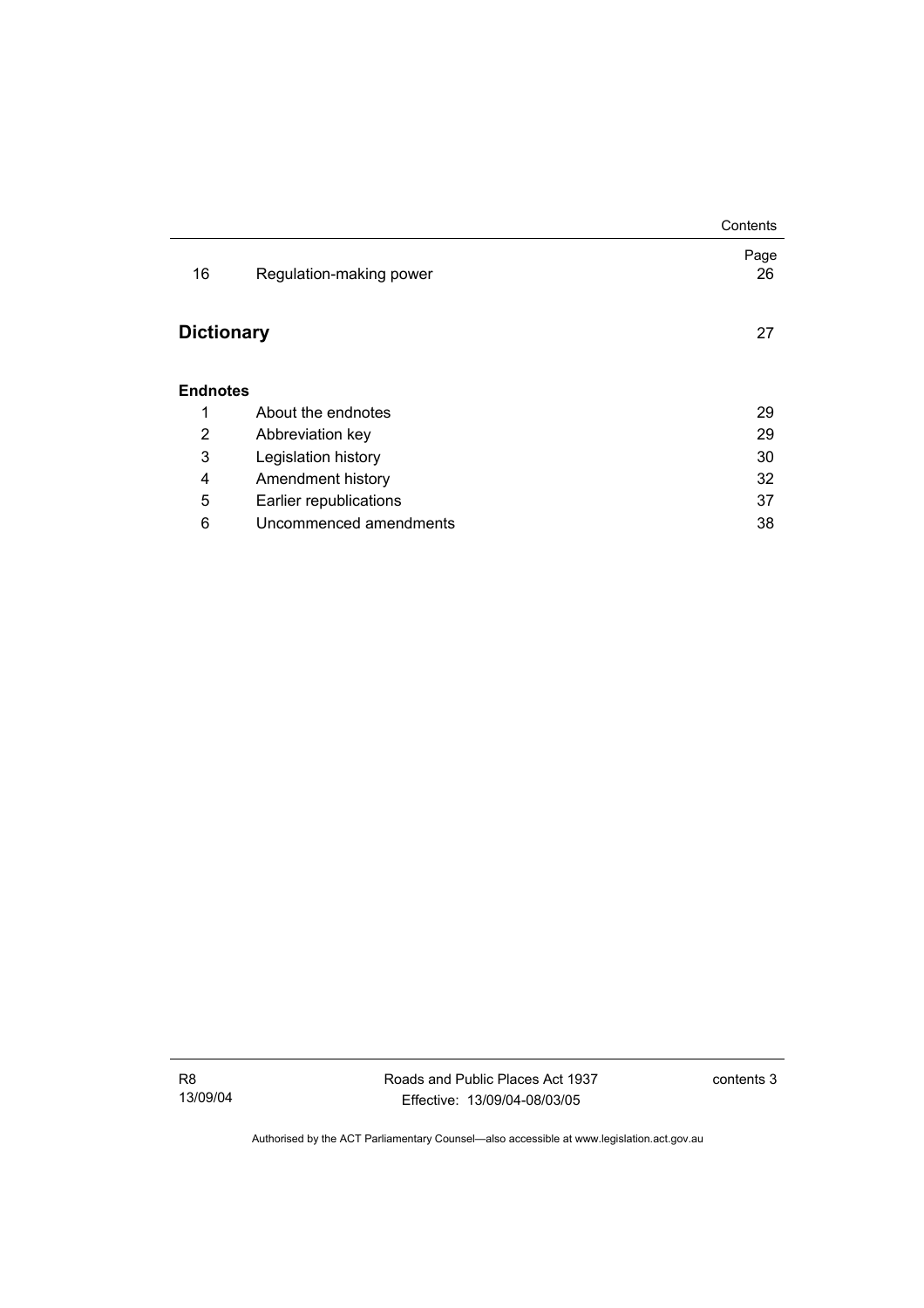| | | Page |
|---|---|---|
| 16 | Regulation-making power | 26 |

**Dictionary** 27

**Endnotes**

| | | |
|---|---|---|
| 1 | About the endnotes | 29 |
| 2 | Abbreviation key | 29 |
| 3 | Legislation history | 30 |
| 4 | Amendment history | 32 |
| 5 | Earlier republications | 37 |
| 6 | Uncommenced amendments | 38 |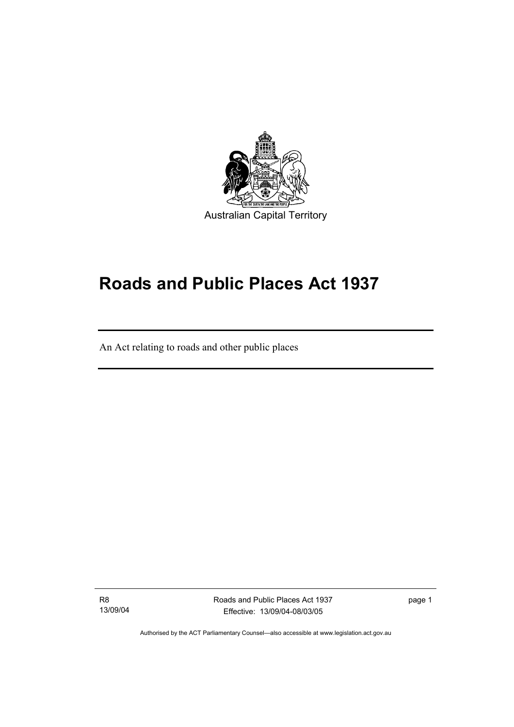Australian Capital Territory

# Roads and Public Places Act 1937

An Act relating to roads and other public places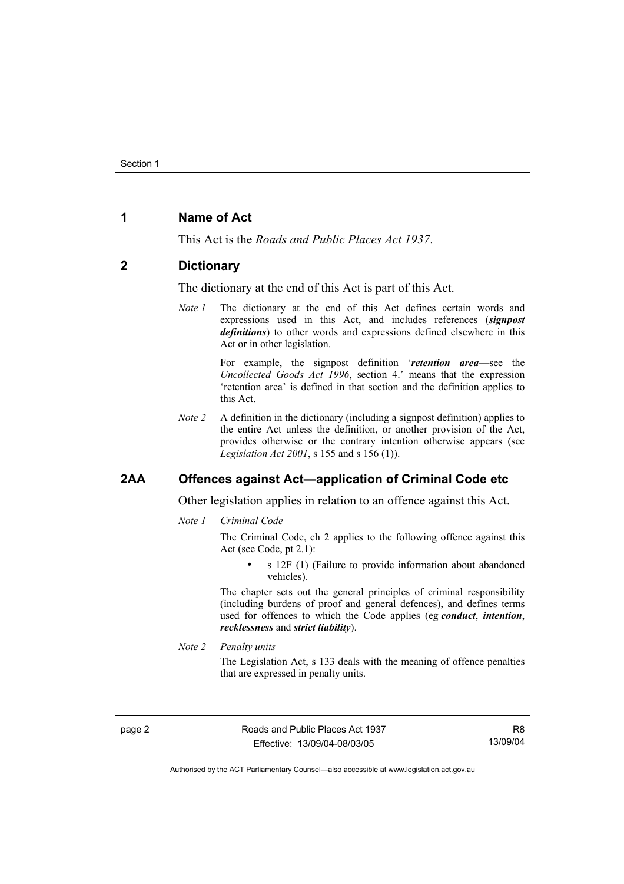## 1 Name of Act

This Act is the *Roads and Public Places Act 1937*.

## 2 Dictionary

The dictionary at the end of this Act is part of this Act.

*Note 1* The dictionary at the end of this Act defines certain words and expressions used in this Act, and includes references (***signpost definitions***) to other words and expressions defined elsewhere in this Act or in other legislation.

For example, the signpost definition '***retention area***—see the *Uncollected Goods Act 1996*, section 4.' means that the expression 'retention area' is defined in that section and the definition applies to this Act.

*Note 2* A definition in the dictionary (including a signpost definition) applies to the entire Act unless the definition, or another provision of the Act, provides otherwise or the contrary intention otherwise appears (see *Legislation Act 2001*, s 155 and s 156 (1)).

## 2AA Offences against Act—application of Criminal Code etc

Other legislation applies in relation to an offence against this Act.

*Note 1* *Criminal Code*

The Criminal Code, ch 2 applies to the following offence against this Act (see Code, pt 2.1):

- s 12F (1) (Failure to provide information about abandoned vehicles).

The chapter sets out the general principles of criminal responsibility (including burdens of proof and general defences), and defines terms used for offences to which the Code applies (eg ***conduct***, ***intention***, ***recklessness*** and ***strict liability***).

*Note 2* *Penalty units*

The Legislation Act, s 133 deals with the meaning of offence penalties that are expressed in penalty units.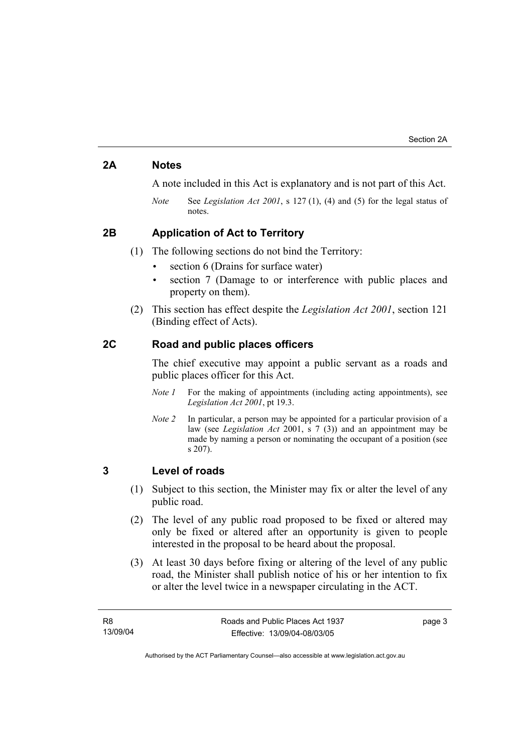## 2A Notes

A note included in this Act is explanatory and is not part of this Act.

*Note* See *Legislation Act 2001*, s 127 (1), (4) and (5) for the legal status of notes.

## 2B Application of Act to Territory

(1) The following sections do not bind the Territory:

- section 6 (Drains for surface water)
- section 7 (Damage to or interference with public places and property on them).

(2) This section has effect despite the *Legislation Act 2001*, section 121 (Binding effect of Acts).

## 2C Road and public places officers

The chief executive may appoint a public servant as a roads and public places officer for this Act.

*Note 1* For the making of appointments (including acting appointments), see *Legislation Act 2001*, pt 19.3.

*Note 2* In particular, a person may be appointed for a particular provision of a law (see *Legislation Act* 2001, s 7 (3)) and an appointment may be made by naming a person or nominating the occupant of a position (see s 207).

## 3 Level of roads

(1) Subject to this section, the Minister may fix or alter the level of any public road.

(2) The level of any public road proposed to be fixed or altered may only be fixed or altered after an opportunity is given to people interested in the proposal to be heard about the proposal.

(3) At least 30 days before fixing or altering of the level of any public road, the Minister shall publish notice of his or her intention to fix or alter the level twice in a newspaper circulating in the ACT.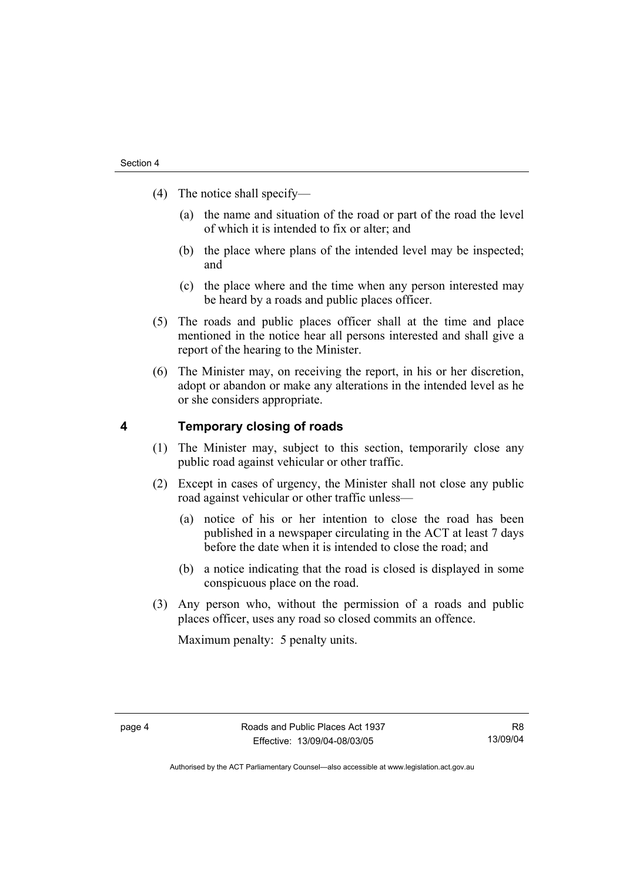(4) The notice shall specify—

(a) the name and situation of the road or part of the road the level of which it is intended to fix or alter; and

(b) the place where plans of the intended level may be inspected; and

(c) the place where and the time when any person interested may be heard by a roads and public places officer.

(5) The roads and public places officer shall at the time and place mentioned in the notice hear all persons interested and shall give a report of the hearing to the Minister.

(6) The Minister may, on receiving the report, in his or her discretion, adopt or abandon or make any alterations in the intended level as he or she considers appropriate.

## 4 Temporary closing of roads

(1) The Minister may, subject to this section, temporarily close any public road against vehicular or other traffic.

(2) Except in cases of urgency, the Minister shall not close any public road against vehicular or other traffic unless—

(a) notice of his or her intention to close the road has been published in a newspaper circulating in the ACT at least 7 days before the date when it is intended to close the road; and

(b) a notice indicating that the road is closed is displayed in some conspicuous place on the road.

(3) Any person who, without the permission of a roads and public places officer, uses any road so closed commits an offence.

Maximum penalty: 5 penalty units.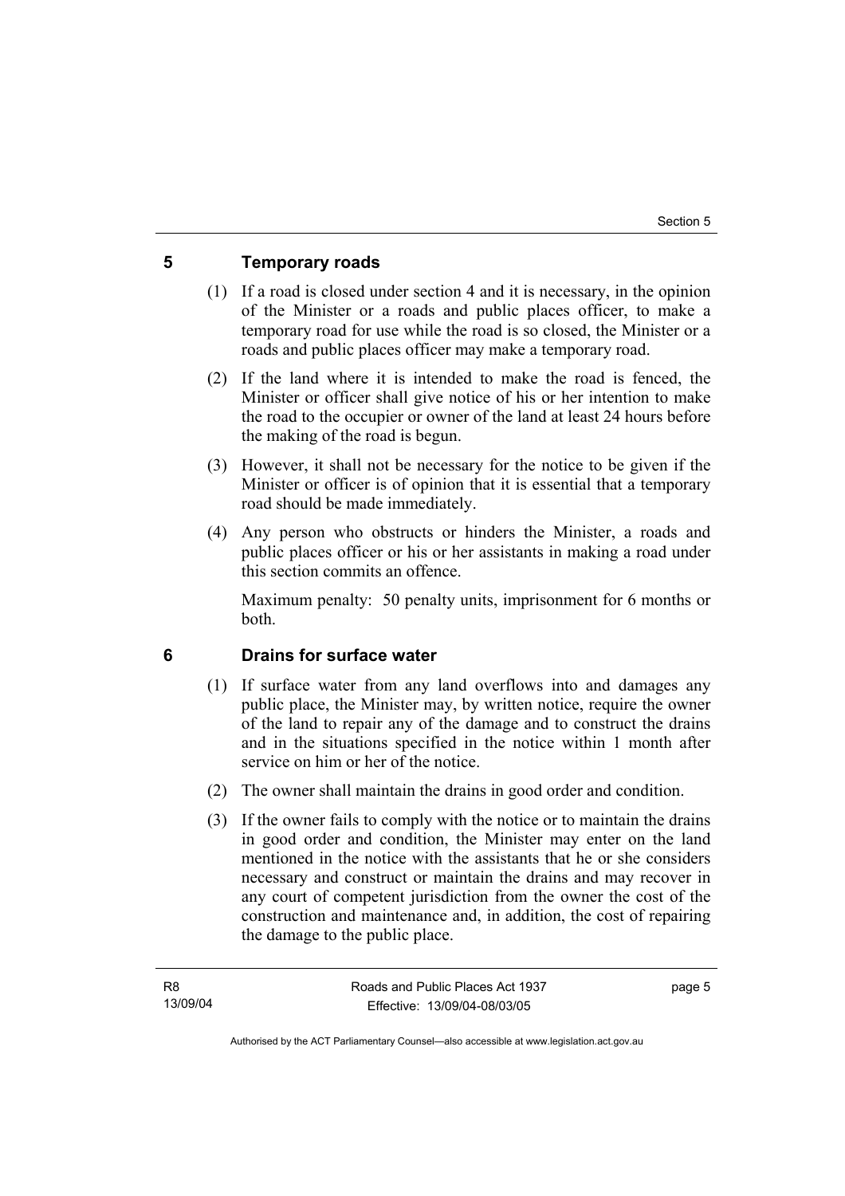## 5 Temporary roads

(1) If a road is closed under section 4 and it is necessary, in the opinion of the Minister or a roads and public places officer, to make a temporary road for use while the road is so closed, the Minister or a roads and public places officer may make a temporary road.

(2) If the land where it is intended to make the road is fenced, the Minister or officer shall give notice of his or her intention to make the road to the occupier or owner of the land at least 24 hours before the making of the road is begun.

(3) However, it shall not be necessary for the notice to be given if the Minister or officer is of opinion that it is essential that a temporary road should be made immediately.

(4) Any person who obstructs or hinders the Minister, a roads and public places officer or his or her assistants in making a road under this section commits an offence.

Maximum penalty: 50 penalty units, imprisonment for 6 months or both.

## 6 Drains for surface water

(1) If surface water from any land overflows into and damages any public place, the Minister may, by written notice, require the owner of the land to repair any of the damage and to construct the drains and in the situations specified in the notice within 1 month after service on him or her of the notice.

(2) The owner shall maintain the drains in good order and condition.

(3) If the owner fails to comply with the notice or to maintain the drains in good order and condition, the Minister may enter on the land mentioned in the notice with the assistants that he or she considers necessary and construct or maintain the drains and may recover in any court of competent jurisdiction from the owner the cost of the construction and maintenance and, in addition, the cost of repairing the damage to the public place.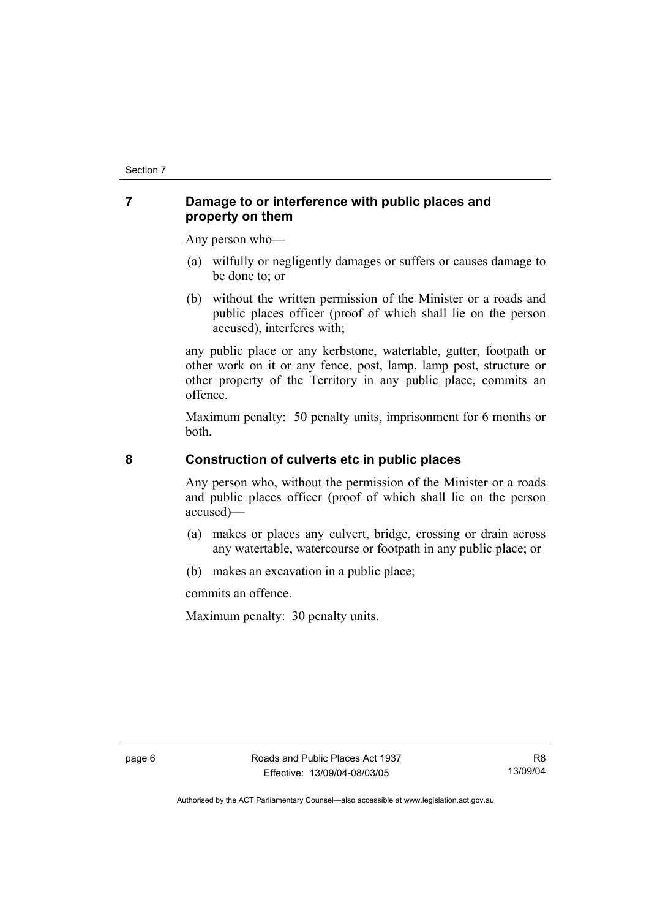## 7 Damage to or interference with public places and property on them

Any person who—

(a) wilfully or negligently damages or suffers or causes damage to be done to; or

(b) without the written permission of the Minister or a roads and public places officer (proof of which shall lie on the person accused), interferes with;

any public place or any kerbstone, watertable, gutter, footpath or other work on it or any fence, post, lamp, lamp post, structure or other property of the Territory in any public place, commits an offence.

Maximum penalty: 50 penalty units, imprisonment for 6 months or both.

## 8 Construction of culverts etc in public places

Any person who, without the permission of the Minister or a roads and public places officer (proof of which shall lie on the person accused)—

(a) makes or places any culvert, bridge, crossing or drain across any watertable, watercourse or footpath in any public place; or

(b) makes an excavation in a public place;

commits an offence.

Maximum penalty: 30 penalty units.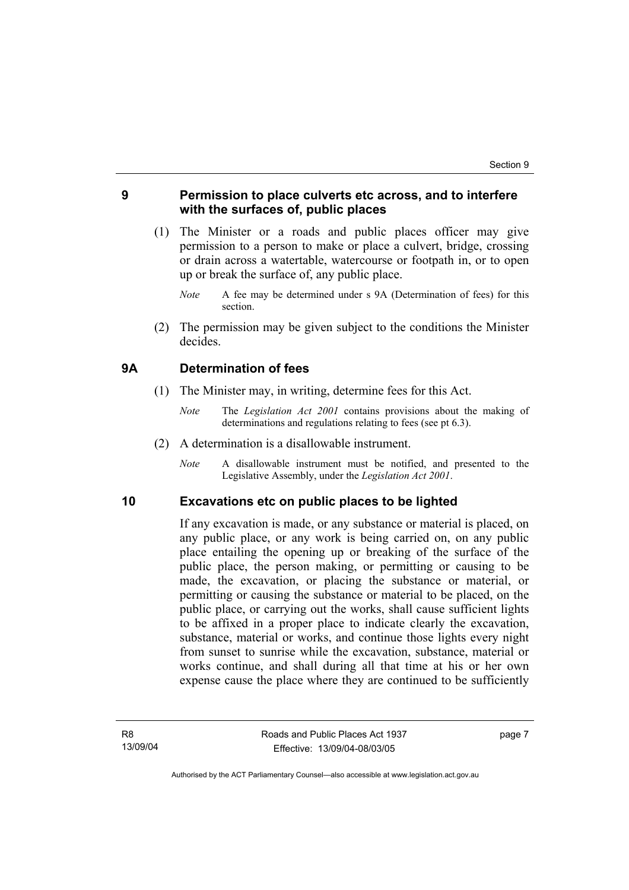## 9 Permission to place culverts etc across, and to interfere with the surfaces of, public places

(1) The Minister or a roads and public places officer may give permission to a person to make or place a culvert, bridge, crossing or drain across a watertable, watercourse or footpath in, or to open up or break the surface of, any public place.

*Note* A fee may be determined under s 9A (Determination of fees) for this section.

(2) The permission may be given subject to the conditions the Minister decides.

## 9A Determination of fees

(1) The Minister may, in writing, determine fees for this Act.

*Note* The *Legislation Act 2001* contains provisions about the making of determinations and regulations relating to fees (see pt 6.3).

(2) A determination is a disallowable instrument.

*Note* A disallowable instrument must be notified, and presented to the Legislative Assembly, under the *Legislation Act 2001*.

## 10 Excavations etc on public places to be lighted

If any excavation is made, or any substance or material is placed, on any public place, or any work is being carried on, on any public place entailing the opening up or breaking of the surface of the public place, the person making, or permitting or causing to be made, the excavation, or placing the substance or material, or permitting or causing the substance or material to be placed, on the public place, or carrying out the works, shall cause sufficient lights to be affixed in a proper place to indicate clearly the excavation, substance, material or works, and continue those lights every night from sunset to sunrise while the excavation, substance, material or works continue, and shall during all that time at his or her own expense cause the place where they are continued to be sufficiently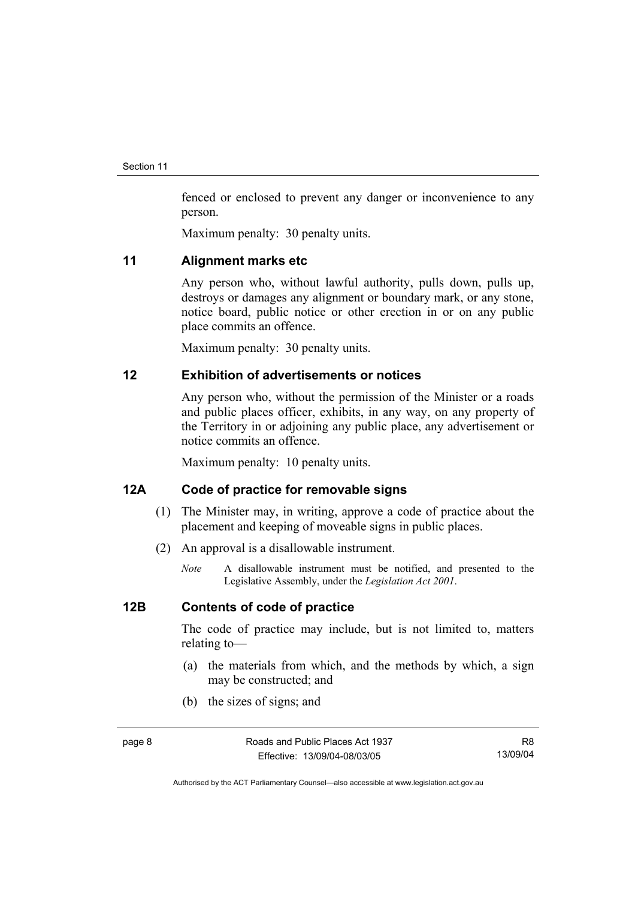fenced or enclosed to prevent any danger or inconvenience to any person.

Maximum penalty: 30 penalty units.

## 11 Alignment marks etc

Any person who, without lawful authority, pulls down, pulls up, destroys or damages any alignment or boundary mark, or any stone, notice board, public notice or other erection in or on any public place commits an offence.

Maximum penalty: 30 penalty units.

## 12 Exhibition of advertisements or notices

Any person who, without the permission of the Minister or a roads and public places officer, exhibits, in any way, on any property of the Territory in or adjoining any public place, any advertisement or notice commits an offence.

Maximum penalty: 10 penalty units.

## 12A Code of practice for removable signs

(1) The Minister may, in writing, approve a code of practice about the placement and keeping of moveable signs in public places.

(2) An approval is a disallowable instrument.

*Note* A disallowable instrument must be notified, and presented to the Legislative Assembly, under the *Legislation Act 2001*.

## 12B Contents of code of practice

The code of practice may include, but is not limited to, matters relating to—

(a) the materials from which, and the methods by which, a sign may be constructed; and

(b) the sizes of signs; and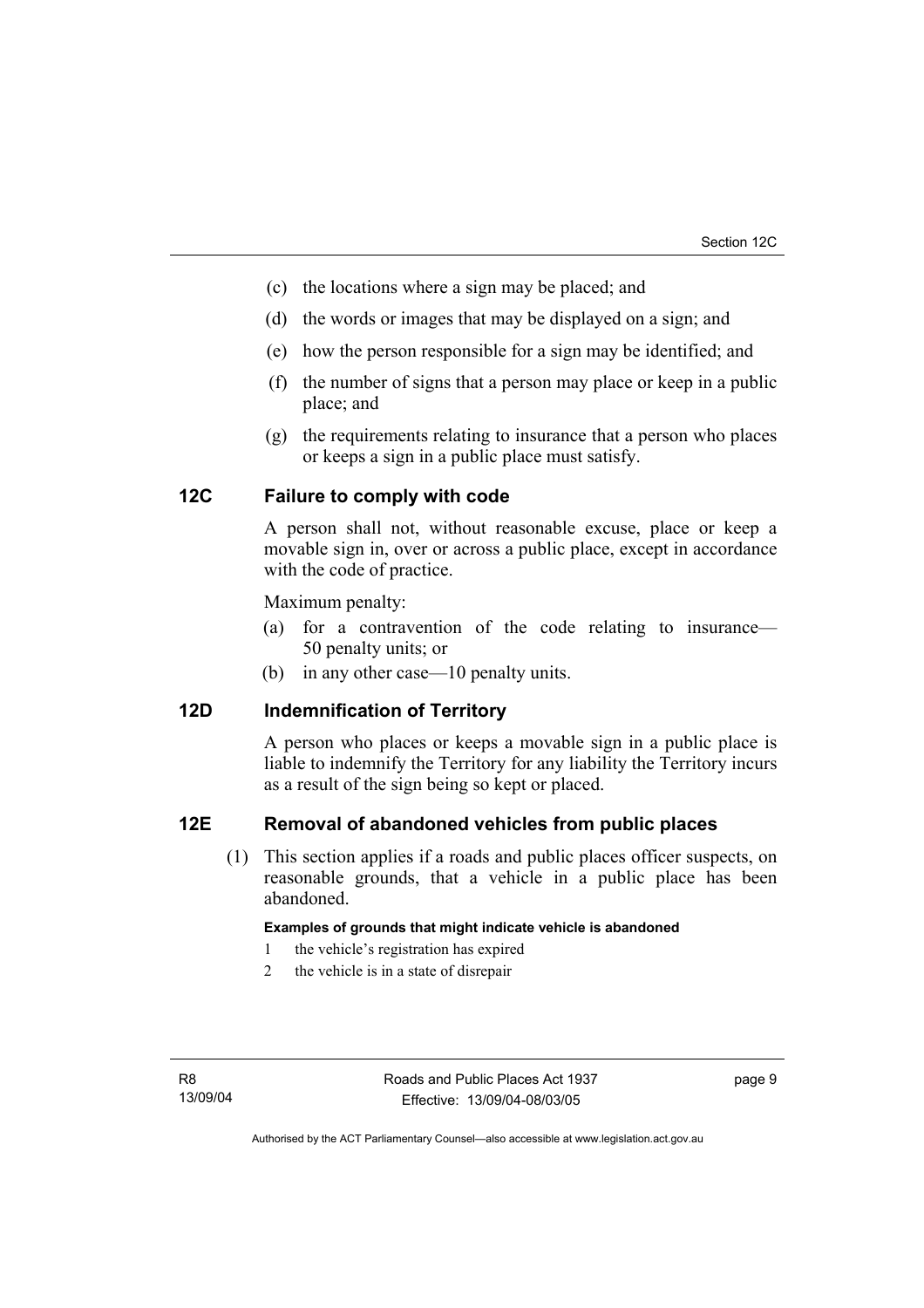(c) the locations where a sign may be placed; and

(d) the words or images that may be displayed on a sign; and

(e) how the person responsible for a sign may be identified; and

(f) the number of signs that a person may place or keep in a public place; and

(g) the requirements relating to insurance that a person who places or keeps a sign in a public place must satisfy.

## 12C Failure to comply with code

A person shall not, without reasonable excuse, place or keep a movable sign in, over or across a public place, except in accordance with the code of practice.

Maximum penalty:

(a) for a contravention of the code relating to insurance—50 penalty units; or

(b) in any other case—10 penalty units.

## 12D Indemnification of Territory

A person who places or keeps a movable sign in a public place is liable to indemnify the Territory for any liability the Territory incurs as a result of the sign being so kept or placed.

## 12E Removal of abandoned vehicles from public places

(1) This section applies if a roads and public places officer suspects, on reasonable grounds, that a vehicle in a public place has been abandoned.

**Examples of grounds that might indicate vehicle is abandoned**

1 the vehicle's registration has expired

2 the vehicle is in a state of disrepair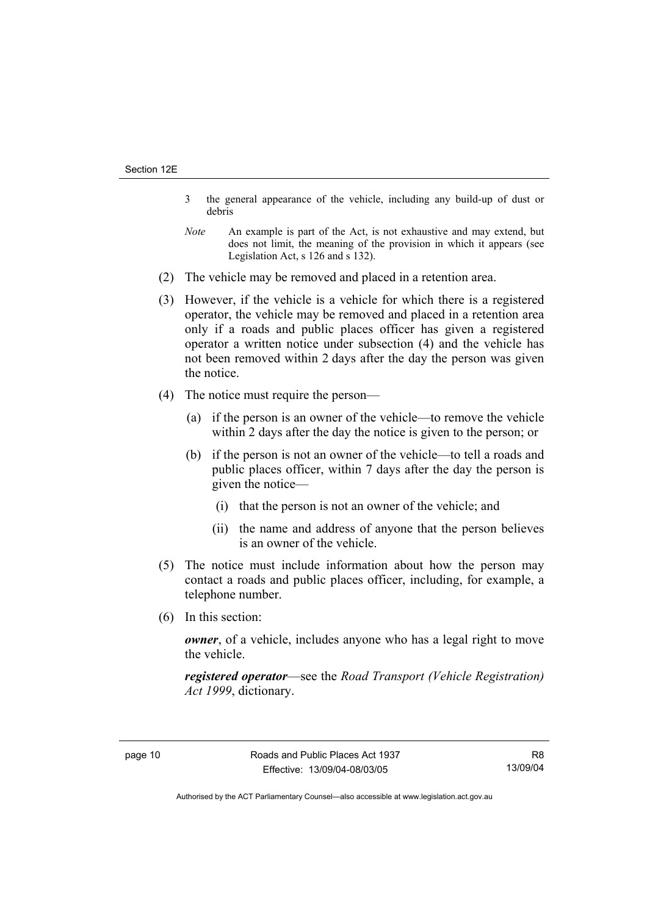3 the general appearance of the vehicle, including any build-up of dust or debris

*Note* An example is part of the Act, is not exhaustive and may extend, but does not limit, the meaning of the provision in which it appears (see Legislation Act, s 126 and s 132).

(2) The vehicle may be removed and placed in a retention area.

(3) However, if the vehicle is a vehicle for which there is a registered operator, the vehicle may be removed and placed in a retention area only if a roads and public places officer has given a registered operator a written notice under subsection (4) and the vehicle has not been removed within 2 days after the day the person was given the notice.

(4) The notice must require the person—

(a) if the person is an owner of the vehicle—to remove the vehicle within 2 days after the day the notice is given to the person; or

(b) if the person is not an owner of the vehicle—to tell a roads and public places officer, within 7 days after the day the person is given the notice—

(i) that the person is not an owner of the vehicle; and

(ii) the name and address of anyone that the person believes is an owner of the vehicle.

(5) The notice must include information about how the person may contact a roads and public places officer, including, for example, a telephone number.

(6) In this section:

***owner***, of a vehicle, includes anyone who has a legal right to move the vehicle.

***registered operator***—see the *Road Transport (Vehicle Registration) Act 1999*, dictionary.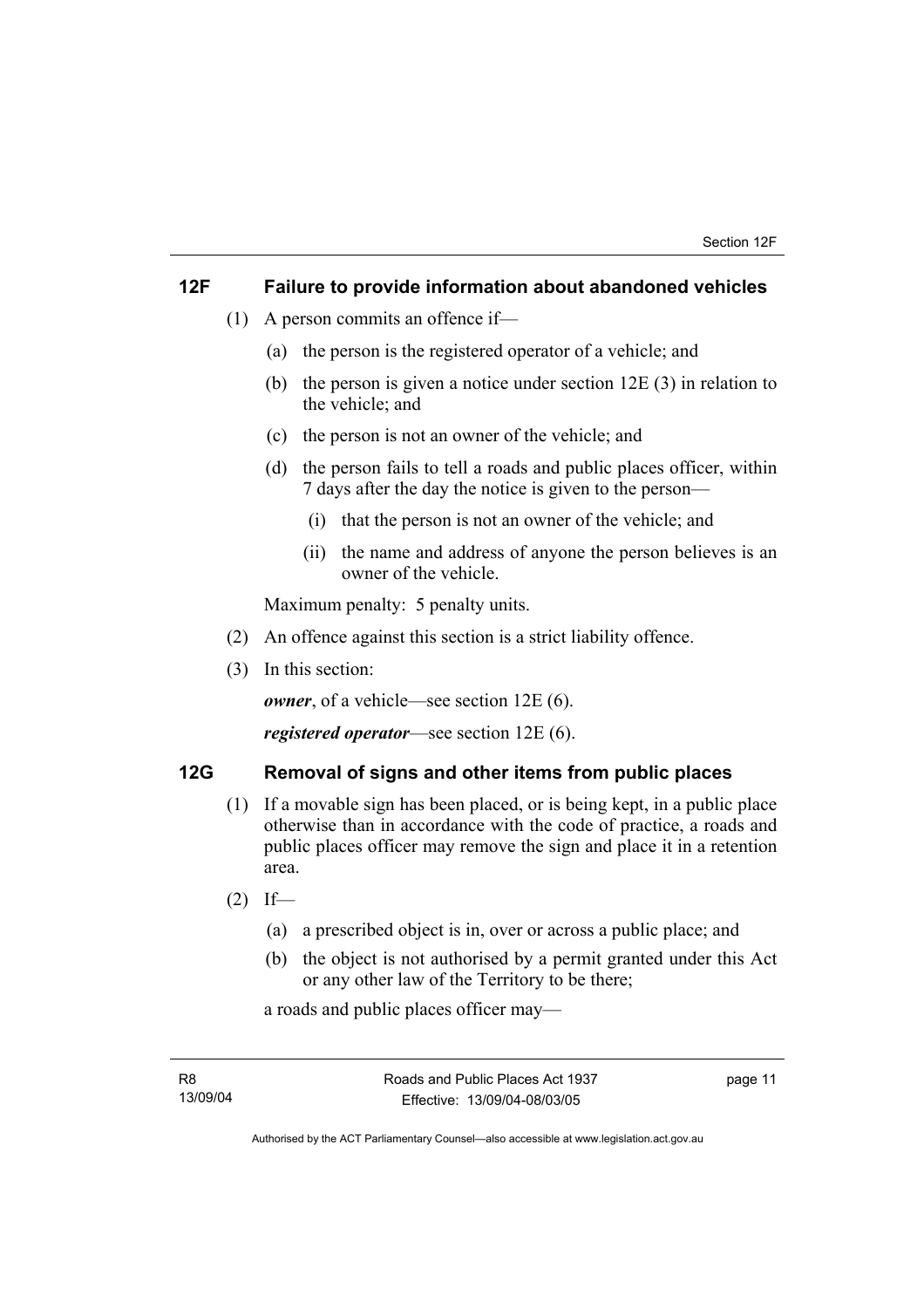## 12F Failure to provide information about abandoned vehicles

(1) A person commits an offence if—

(a) the person is the registered operator of a vehicle; and

(b) the person is given a notice under section 12E (3) in relation to the vehicle; and

(c) the person is not an owner of the vehicle; and

(d) the person fails to tell a roads and public places officer, within 7 days after the day the notice is given to the person—

(i) that the person is not an owner of the vehicle; and

(ii) the name and address of anyone the person believes is an owner of the vehicle.

Maximum penalty: 5 penalty units.

(2) An offence against this section is a strict liability offence.

(3) In this section:

***owner***, of a vehicle—see section 12E (6).

***registered operator***—see section 12E (6).

## 12G Removal of signs and other items from public places

(1) If a movable sign has been placed, or is being kept, in a public place otherwise than in accordance with the code of practice, a roads and public places officer may remove the sign and place it in a retention area.

(2) If—

(a) a prescribed object is in, over or across a public place; and

(b) the object is not authorised by a permit granted under this Act or any other law of the Territory to be there;

a roads and public places officer may—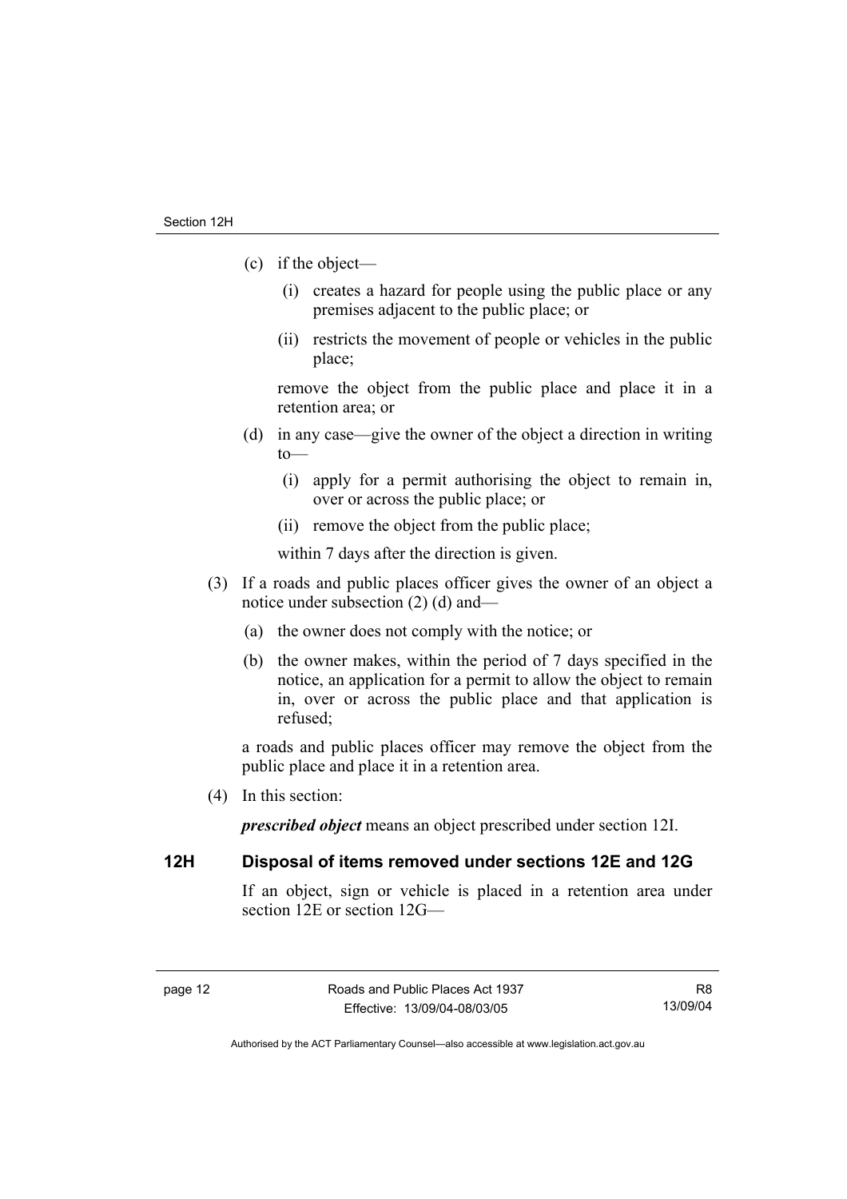(c) if the object—

 (i) creates a hazard for people using the public place or any premises adjacent to the public place; or

 (ii) restricts the movement of people or vehicles in the public place;

 remove the object from the public place and place it in a retention area; or

(d) in any case—give the owner of the object a direction in writing to—

 (i) apply for a permit authorising the object to remain in, over or across the public place; or

 (ii) remove the object from the public place;

 within 7 days after the direction is given.

(3) If a roads and public places officer gives the owner of an object a notice under subsection (2) (d) and—

 (a) the owner does not comply with the notice; or

 (b) the owner makes, within the period of 7 days specified in the notice, an application for a permit to allow the object to remain in, over or across the public place and that application is refused;

 a roads and public places officer may remove the object from the public place and place it in a retention area.

(4) In this section:

 ***prescribed object*** means an object prescribed under section 12I.

### 12H Disposal of items removed under sections 12E and 12G

If an object, sign or vehicle is placed in a retention area under section 12E or section 12G—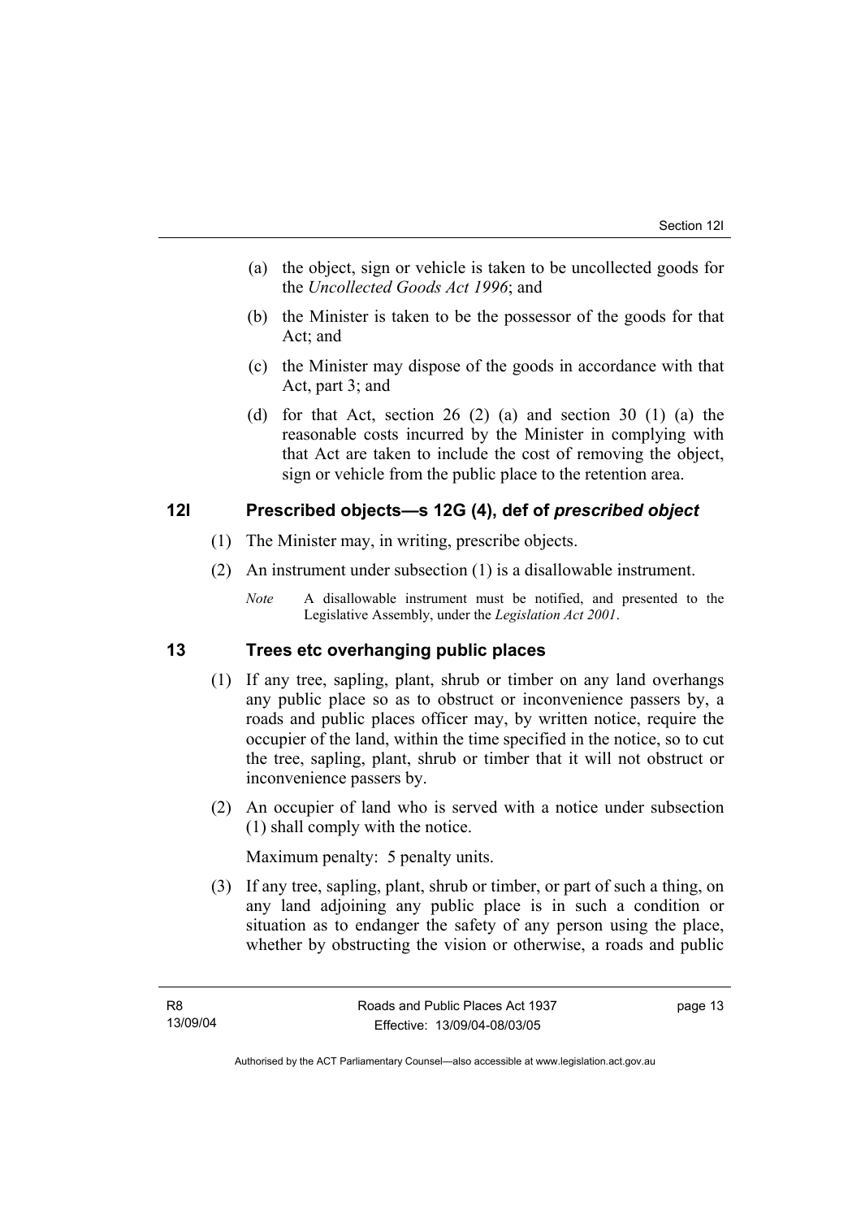(a) the object, sign or vehicle is taken to be uncollected goods for the *Uncollected Goods Act 1996*; and

(b) the Minister is taken to be the possessor of the goods for that Act; and

(c) the Minister may dispose of the goods in accordance with that Act, part 3; and

(d) for that Act, section 26 (2) (a) and section 30 (1) (a) the reasonable costs incurred by the Minister in complying with that Act are taken to include the cost of removing the object, sign or vehicle from the public place to the retention area.

## 12I Prescribed objects—s 12G (4), def of *prescribed object*

(1) The Minister may, in writing, prescribe objects.

(2) An instrument under subsection (1) is a disallowable instrument.

*Note* A disallowable instrument must be notified, and presented to the Legislative Assembly, under the *Legislation Act 2001*.

## 13 Trees etc overhanging public places

(1) If any tree, sapling, plant, shrub or timber on any land overhangs any public place so as to obstruct or inconvenience passers by, a roads and public places officer may, by written notice, require the occupier of the land, within the time specified in the notice, so to cut the tree, sapling, plant, shrub or timber that it will not obstruct or inconvenience passers by.

(2) An occupier of land who is served with a notice under subsection (1) shall comply with the notice.

Maximum penalty: 5 penalty units.

(3) If any tree, sapling, plant, shrub or timber, or part of such a thing, on any land adjoining any public place is in such a condition or situation as to endanger the safety of any person using the place, whether by obstructing the vision or otherwise, a roads and public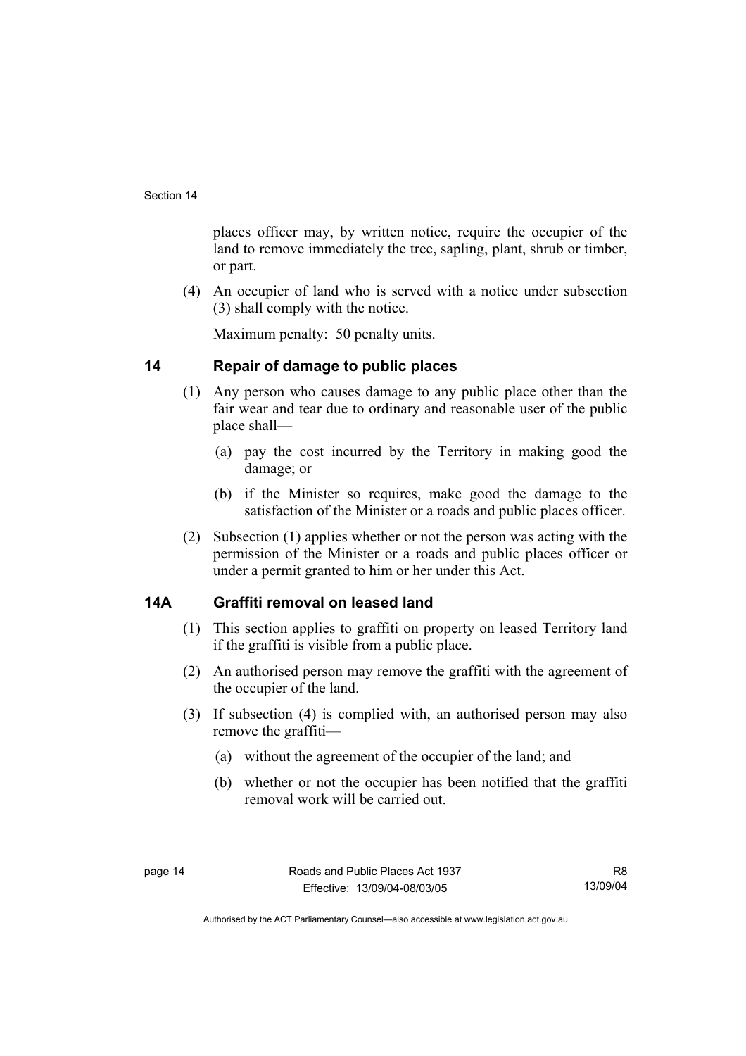places officer may, by written notice, require the occupier of the land to remove immediately the tree, sapling, plant, shrub or timber, or part.

(4) An occupier of land who is served with a notice under subsection (3) shall comply with the notice.

Maximum penalty: 50 penalty units.

## 14 Repair of damage to public places

(1) Any person who causes damage to any public place other than the fair wear and tear due to ordinary and reasonable user of the public place shall—

(a) pay the cost incurred by the Territory in making good the damage; or

(b) if the Minister so requires, make good the damage to the satisfaction of the Minister or a roads and public places officer.

(2) Subsection (1) applies whether or not the person was acting with the permission of the Minister or a roads and public places officer or under a permit granted to him or her under this Act.

## 14A Graffiti removal on leased land

(1) This section applies to graffiti on property on leased Territory land if the graffiti is visible from a public place.

(2) An authorised person may remove the graffiti with the agreement of the occupier of the land.

(3) If subsection (4) is complied with, an authorised person may also remove the graffiti—

(a) without the agreement of the occupier of the land; and

(b) whether or not the occupier has been notified that the graffiti removal work will be carried out.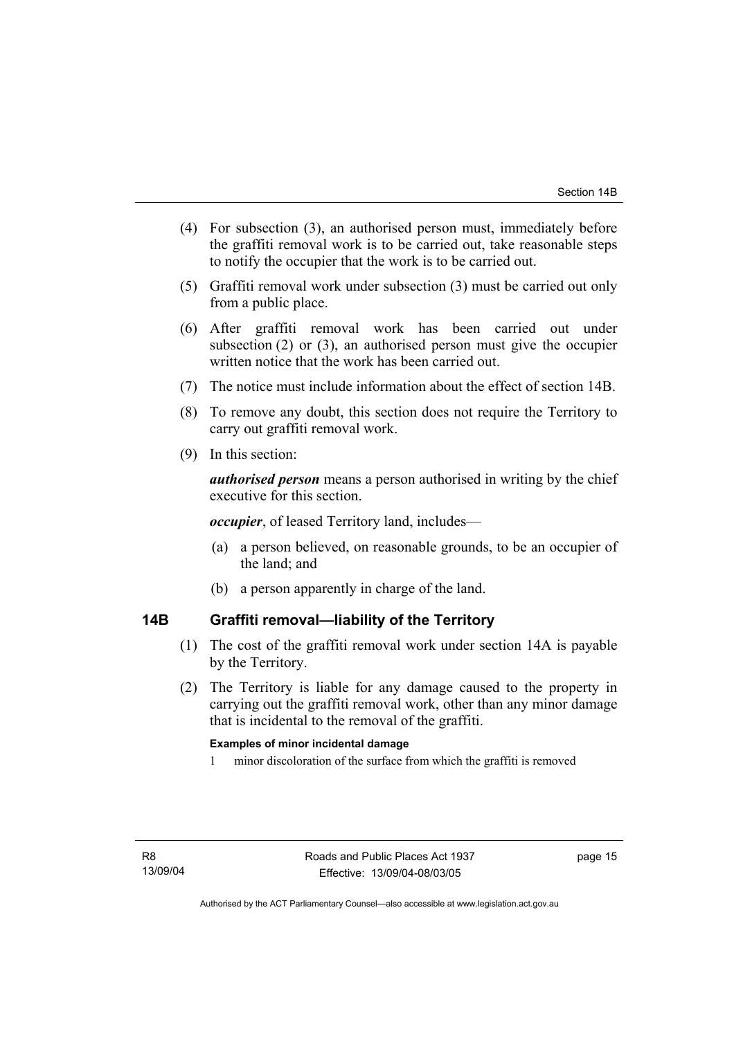(4) For subsection (3), an authorised person must, immediately before the graffiti removal work is to be carried out, take reasonable steps to notify the occupier that the work is to be carried out.

(5) Graffiti removal work under subsection (3) must be carried out only from a public place.

(6) After graffiti removal work has been carried out under subsection (2) or (3), an authorised person must give the occupier written notice that the work has been carried out.

(7) The notice must include information about the effect of section 14B.

(8) To remove any doubt, this section does not require the Territory to carry out graffiti removal work.

(9) In this section:

***authorised person*** means a person authorised in writing by the chief executive for this section.

***occupier***, of leased Territory land, includes—

(a) a person believed, on reasonable grounds, to be an occupier of the land; and

(b) a person apparently in charge of the land.

## 14B Graffiti removal—liability of the Territory

(1) The cost of the graffiti removal work under section 14A is payable by the Territory.

(2) The Territory is liable for any damage caused to the property in carrying out the graffiti removal work, other than any minor damage that is incidental to the removal of the graffiti.

**Examples of minor incidental damage**

1 minor discoloration of the surface from which the graffiti is removed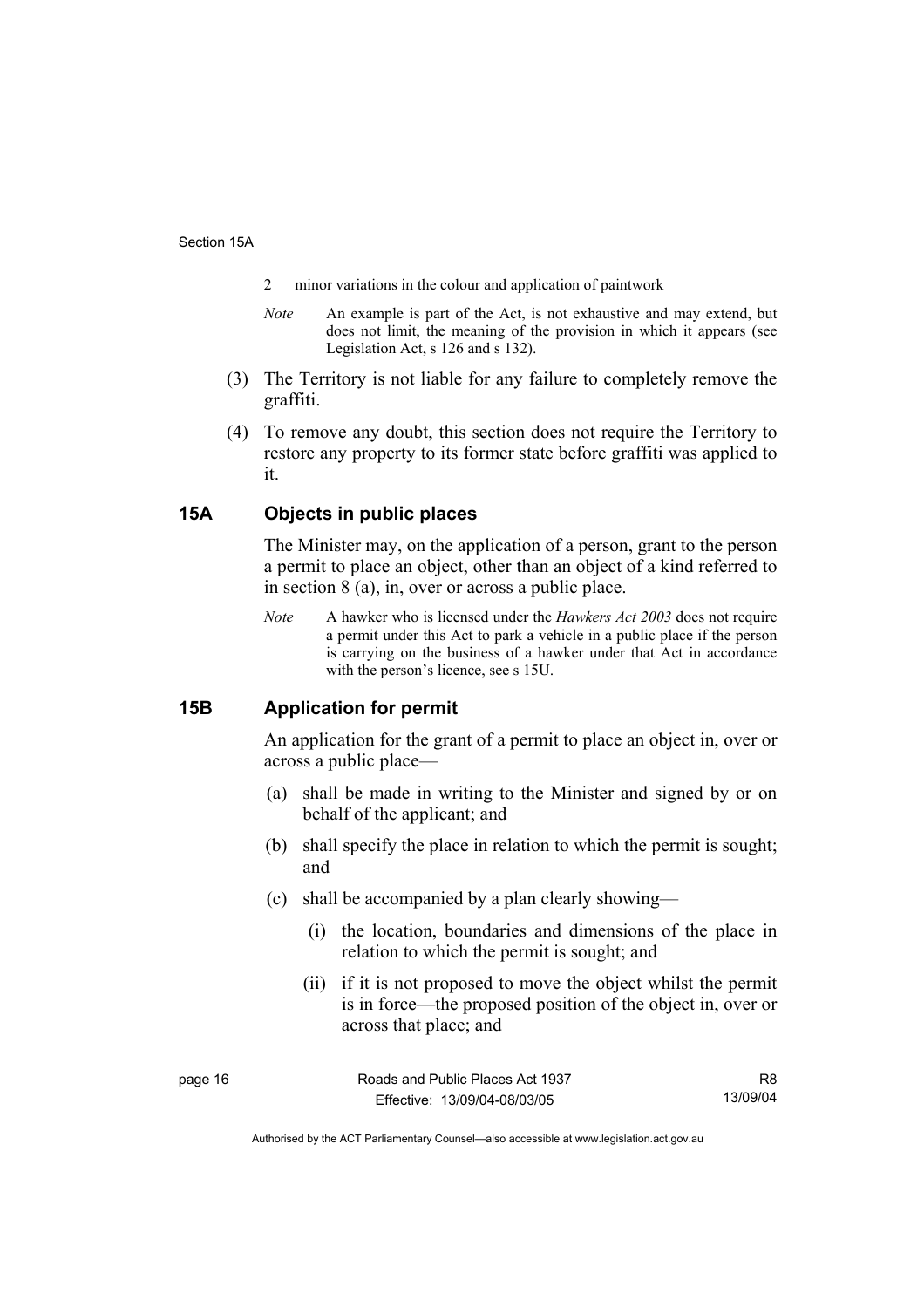2 minor variations in the colour and application of paintwork

*Note* An example is part of the Act, is not exhaustive and may extend, but does not limit, the meaning of the provision in which it appears (see Legislation Act, s 126 and s 132).

(3) The Territory is not liable for any failure to completely remove the graffiti.

(4) To remove any doubt, this section does not require the Territory to restore any property to its former state before graffiti was applied to it.

## 15A Objects in public places

The Minister may, on the application of a person, grant to the person a permit to place an object, other than an object of a kind referred to in section 8 (a), in, over or across a public place.

*Note* A hawker who is licensed under the *Hawkers Act 2003* does not require a permit under this Act to park a vehicle in a public place if the person is carrying on the business of a hawker under that Act in accordance with the person's licence, see s 15U.

## 15B Application for permit

An application for the grant of a permit to place an object in, over or across a public place—

(a) shall be made in writing to the Minister and signed by or on behalf of the applicant; and

(b) shall specify the place in relation to which the permit is sought; and

(c) shall be accompanied by a plan clearly showing—

(i) the location, boundaries and dimensions of the place in relation to which the permit is sought; and

(ii) if it is not proposed to move the object whilst the permit is in force—the proposed position of the object in, over or across that place; and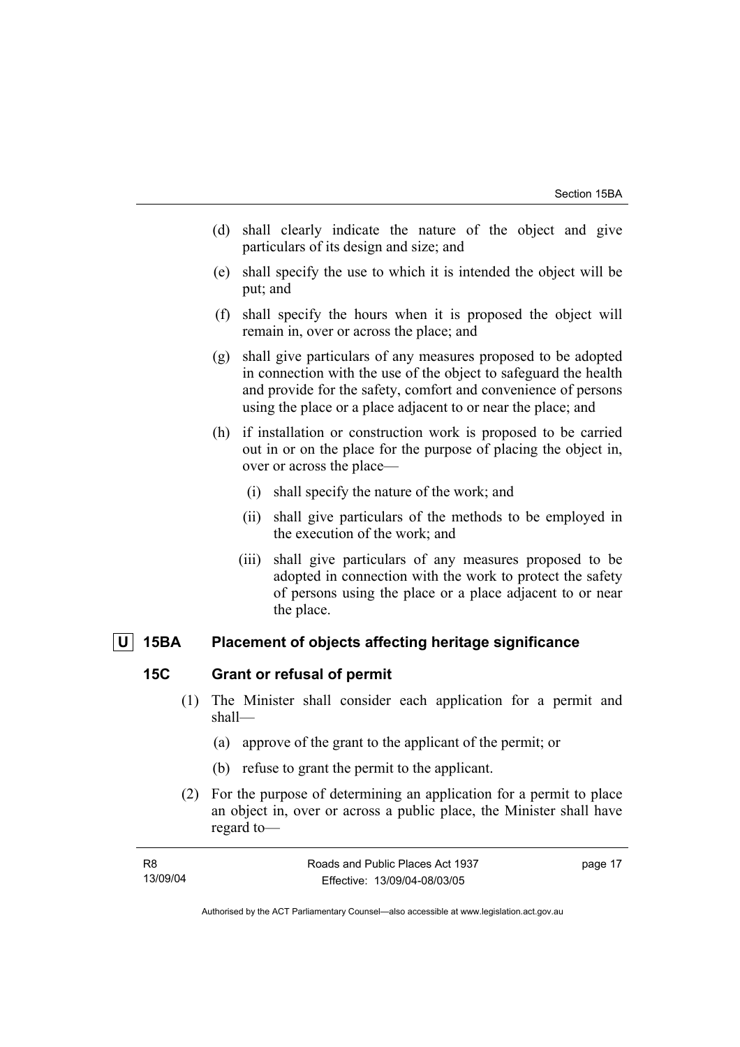(d) shall clearly indicate the nature of the object and give particulars of its design and size; and

(e) shall specify the use to which it is intended the object will be put; and

(f) shall specify the hours when it is proposed the object will remain in, over or across the place; and

(g) shall give particulars of any measures proposed to be adopted in connection with the use of the object to safeguard the health and provide for the safety, comfort and convenience of persons using the place or a place adjacent to or near the place; and

(h) if installation or construction work is proposed to be carried out in or on the place for the purpose of placing the object in, over or across the place—

   (i) shall specify the nature of the work; and

   (ii) shall give particulars of the methods to be employed in the execution of the work; and

   (iii) shall give particulars of any measures proposed to be adopted in connection with the work to protect the safety of persons using the place or a place adjacent to or near the place.

### U 15BA Placement of objects affecting heritage significance

### 15C Grant or refusal of permit

(1) The Minister shall consider each application for a permit and shall—

   (a) approve of the grant to the applicant of the permit; or

   (b) refuse to grant the permit to the applicant.

(2) For the purpose of determining an application for a permit to place an object in, over or across a public place, the Minister shall have regard to—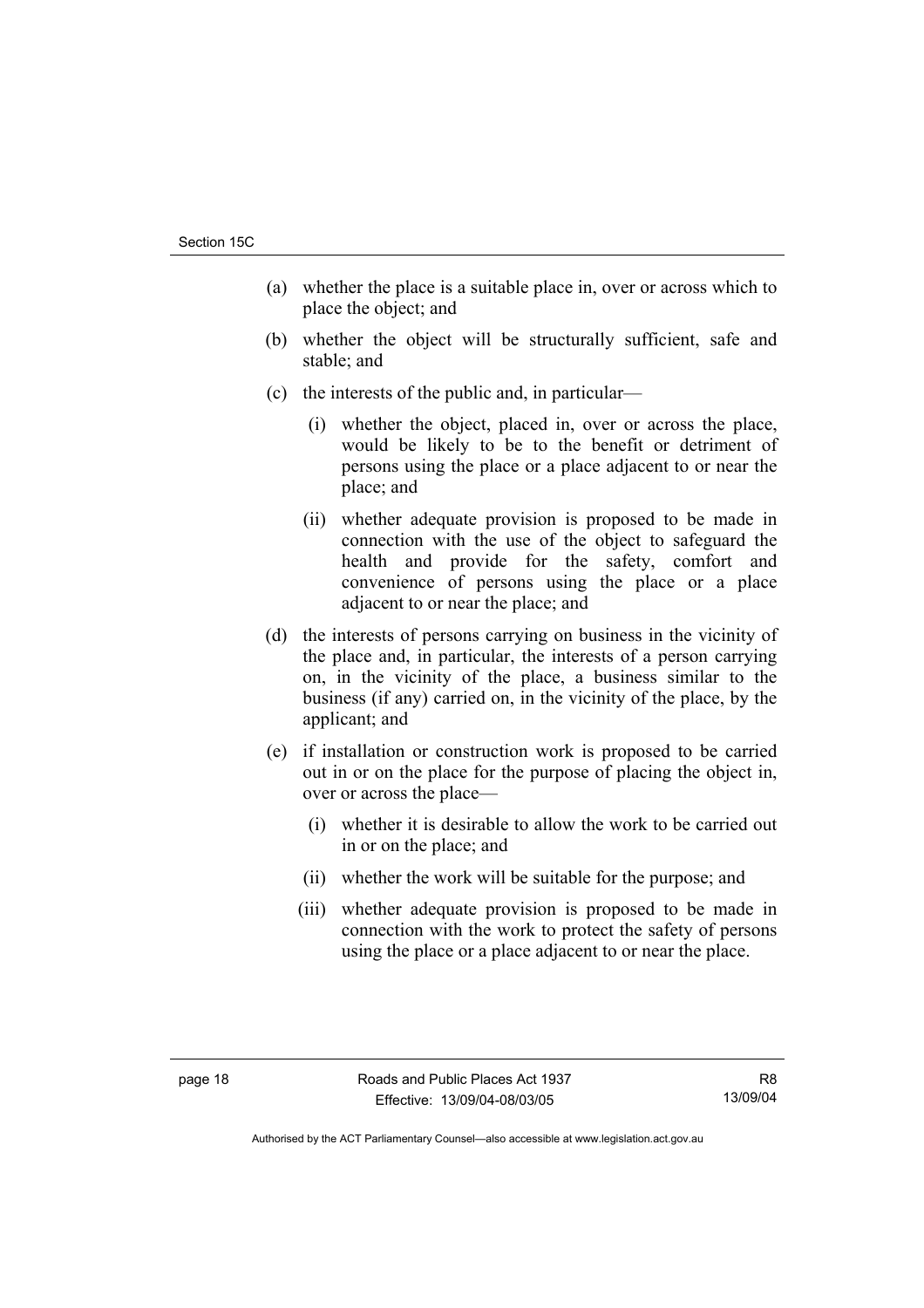(a) whether the place is a suitable place in, over or across which to place the object; and

(b) whether the object will be structurally sufficient, safe and stable; and

(c) the interests of the public and, in particular—

   (i) whether the object, placed in, over or across the place, would be likely to be to the benefit or detriment of persons using the place or a place adjacent to or near the place; and

   (ii) whether adequate provision is proposed to be made in connection with the use of the object to safeguard the health and provide for the safety, comfort and convenience of persons using the place or a place adjacent to or near the place; and

(d) the interests of persons carrying on business in the vicinity of the place and, in particular, the interests of a person carrying on, in the vicinity of the place, a business similar to the business (if any) carried on, in the vicinity of the place, by the applicant; and

(e) if installation or construction work is proposed to be carried out in or on the place for the purpose of placing the object in, over or across the place—

   (i) whether it is desirable to allow the work to be carried out in or on the place; and

   (ii) whether the work will be suitable for the purpose; and

   (iii) whether adequate provision is proposed to be made in connection with the work to protect the safety of persons using the place or a place adjacent to or near the place.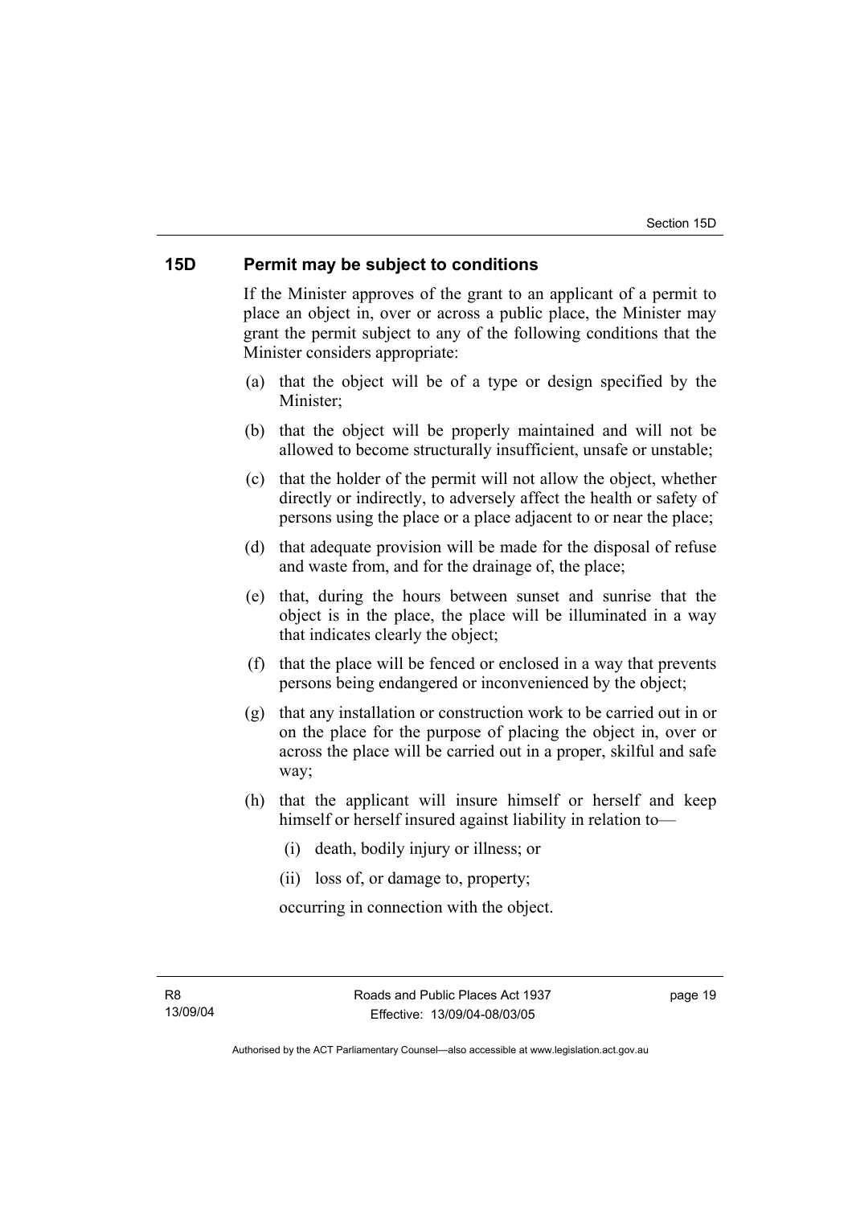## 15D Permit may be subject to conditions

If the Minister approves of the grant to an applicant of a permit to place an object in, over or across a public place, the Minister may grant the permit subject to any of the following conditions that the Minister considers appropriate:

(a) that the object will be of a type or design specified by the Minister;

(b) that the object will be properly maintained and will not be allowed to become structurally insufficient, unsafe or unstable;

(c) that the holder of the permit will not allow the object, whether directly or indirectly, to adversely affect the health or safety of persons using the place or a place adjacent to or near the place;

(d) that adequate provision will be made for the disposal of refuse and waste from, and for the drainage of, the place;

(e) that, during the hours between sunset and sunrise that the object is in the place, the place will be illuminated in a way that indicates clearly the object;

(f) that the place will be fenced or enclosed in a way that prevents persons being endangered or inconvenienced by the object;

(g) that any installation or construction work to be carried out in or on the place for the purpose of placing the object in, over or across the place will be carried out in a proper, skilful and safe way;

(h) that the applicant will insure himself or herself and keep himself or herself insured against liability in relation to—

  (i) death, bodily injury or illness; or

  (ii) loss of, or damage to, property;

  occurring in connection with the object.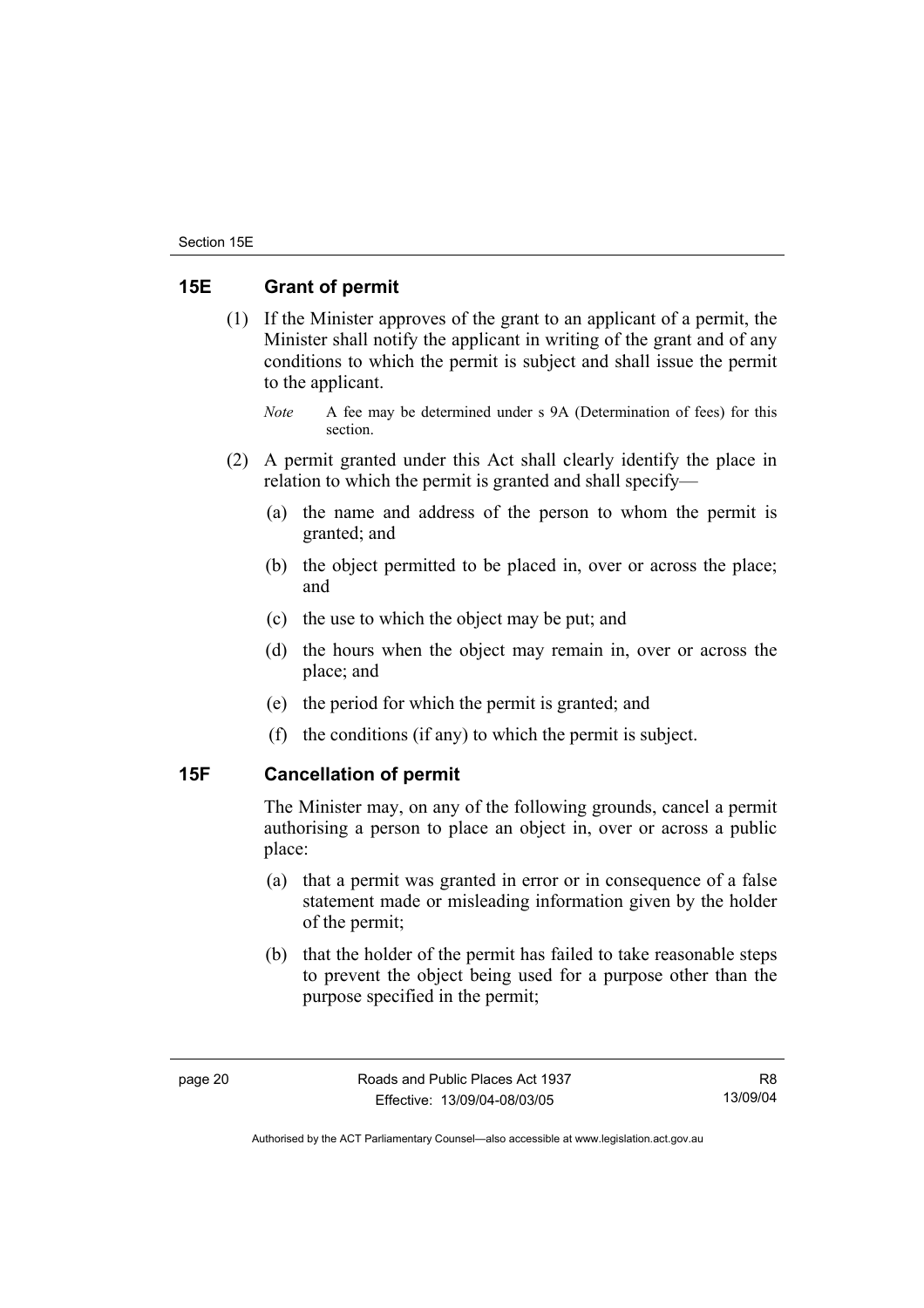## 15E Grant of permit

(1) If the Minister approves of the grant to an applicant of a permit, the Minister shall notify the applicant in writing of the grant and of any conditions to which the permit is subject and shall issue the permit to the applicant.

*Note* A fee may be determined under s 9A (Determination of fees) for this section.

(2) A permit granted under this Act shall clearly identify the place in relation to which the permit is granted and shall specify—

(a) the name and address of the person to whom the permit is granted; and

(b) the object permitted to be placed in, over or across the place; and

(c) the use to which the object may be put; and

(d) the hours when the object may remain in, over or across the place; and

(e) the period for which the permit is granted; and

(f) the conditions (if any) to which the permit is subject.

## 15F Cancellation of permit

The Minister may, on any of the following grounds, cancel a permit authorising a person to place an object in, over or across a public place:

(a) that a permit was granted in error or in consequence of a false statement made or misleading information given by the holder of the permit;

(b) that the holder of the permit has failed to take reasonable steps to prevent the object being used for a purpose other than the purpose specified in the permit;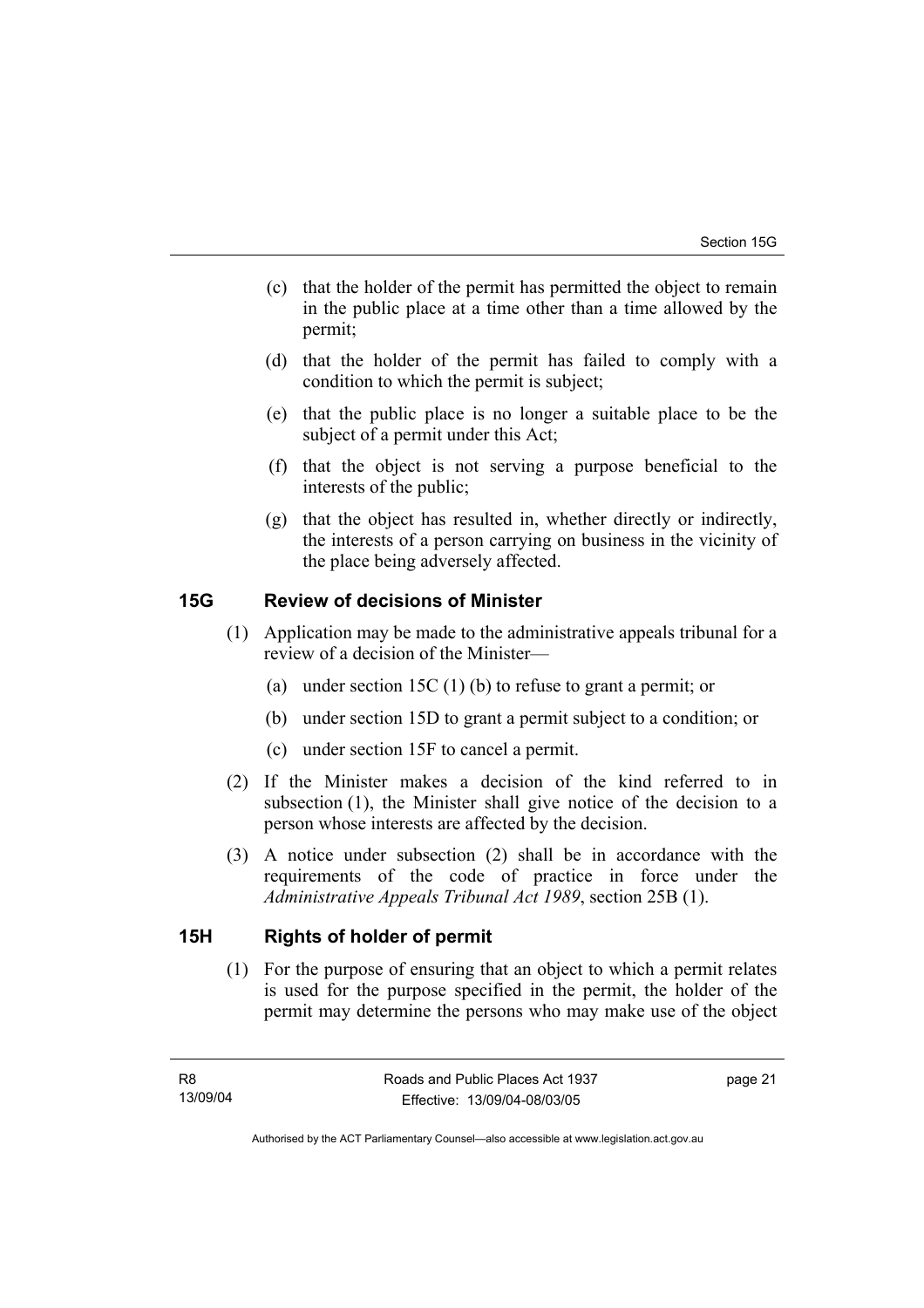(c) that the holder of the permit has permitted the object to remain in the public place at a time other than a time allowed by the permit;

(d) that the holder of the permit has failed to comply with a condition to which the permit is subject;

(e) that the public place is no longer a suitable place to be the subject of a permit under this Act;

(f) that the object is not serving a purpose beneficial to the interests of the public;

(g) that the object has resulted in, whether directly or indirectly, the interests of a person carrying on business in the vicinity of the place being adversely affected.

## 15G Review of decisions of Minister

(1) Application may be made to the administrative appeals tribunal for a review of a decision of the Minister—

(a) under section 15C (1) (b) to refuse to grant a permit; or

(b) under section 15D to grant a permit subject to a condition; or

(c) under section 15F to cancel a permit.

(2) If the Minister makes a decision of the kind referred to in subsection (1), the Minister shall give notice of the decision to a person whose interests are affected by the decision.

(3) A notice under subsection (2) shall be in accordance with the requirements of the code of practice in force under the *Administrative Appeals Tribunal Act 1989*, section 25B (1).

## 15H Rights of holder of permit

(1) For the purpose of ensuring that an object to which a permit relates is used for the purpose specified in the permit, the holder of the permit may determine the persons who may make use of the object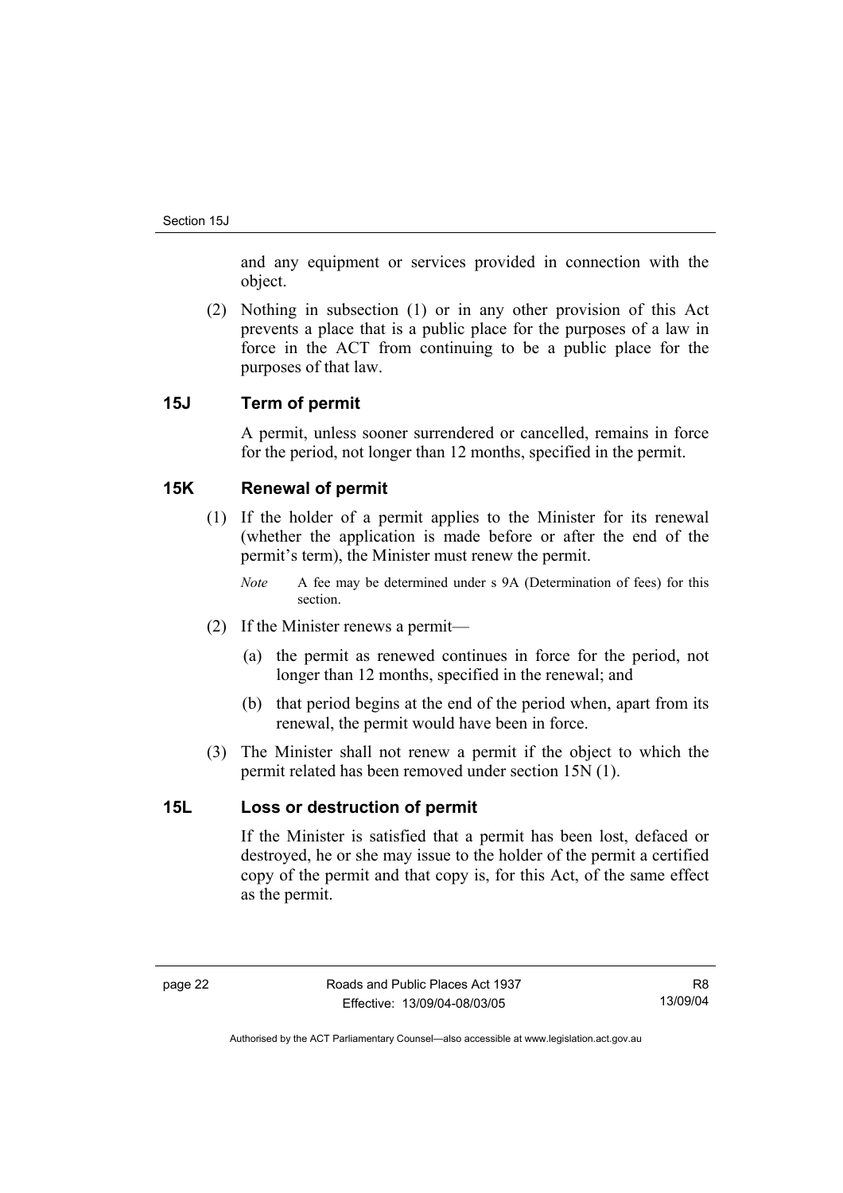and any equipment or services provided in connection with the object.

(2) Nothing in subsection (1) or in any other provision of this Act prevents a place that is a public place for the purposes of a law in force in the ACT from continuing to be a public place for the purposes of that law.

### 15J Term of permit

A permit, unless sooner surrendered or cancelled, remains in force for the period, not longer than 12 months, specified in the permit.

### 15K Renewal of permit

(1) If the holder of a permit applies to the Minister for its renewal (whether the application is made before or after the end of the permit's term), the Minister must renew the permit.

*Note* A fee may be determined under s 9A (Determination of fees) for this section.

(2) If the Minister renews a permit—

(a) the permit as renewed continues in force for the period, not longer than 12 months, specified in the renewal; and

(b) that period begins at the end of the period when, apart from its renewal, the permit would have been in force.

(3) The Minister shall not renew a permit if the object to which the permit related has been removed under section 15N (1).

### 15L Loss or destruction of permit

If the Minister is satisfied that a permit has been lost, defaced or destroyed, he or she may issue to the holder of the permit a certified copy of the permit and that copy is, for this Act, of the same effect as the permit.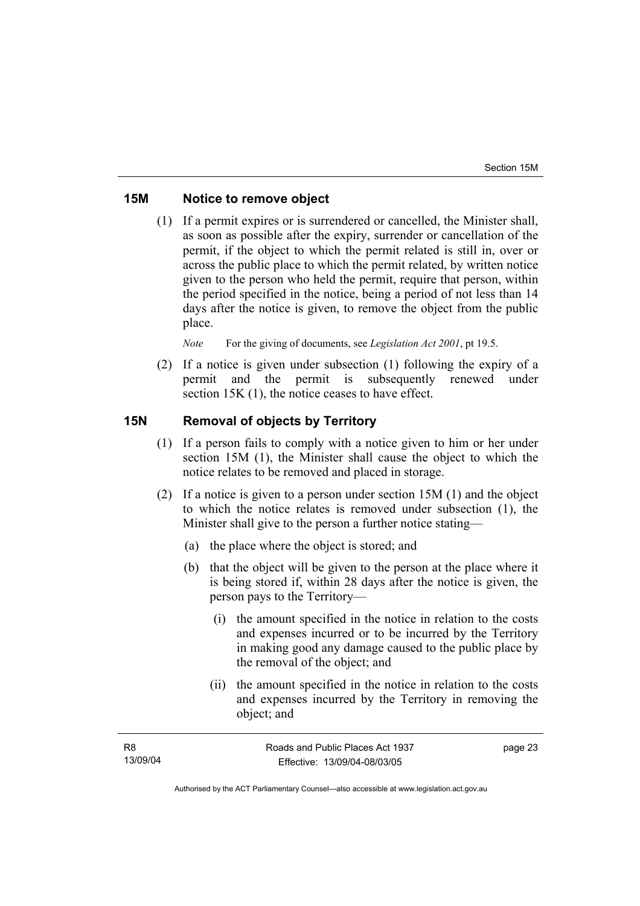## 15M Notice to remove object

(1) If a permit expires or is surrendered or cancelled, the Minister shall, as soon as possible after the expiry, surrender or cancellation of the permit, if the object to which the permit related is still in, over or across the public place to which the permit related, by written notice given to the person who held the permit, require that person, within the period specified in the notice, being a period of not less than 14 days after the notice is given, to remove the object from the public place.

*Note* For the giving of documents, see *Legislation Act 2001*, pt 19.5.

(2) If a notice is given under subsection (1) following the expiry of a permit and the permit is subsequently renewed under section 15K (1), the notice ceases to have effect.

## 15N Removal of objects by Territory

(1) If a person fails to comply with a notice given to him or her under section 15M (1), the Minister shall cause the object to which the notice relates to be removed and placed in storage.

(2) If a notice is given to a person under section 15M (1) and the object to which the notice relates is removed under subsection (1), the Minister shall give to the person a further notice stating—

(a) the place where the object is stored; and

(b) that the object will be given to the person at the place where it is being stored if, within 28 days after the notice is given, the person pays to the Territory—

(i) the amount specified in the notice in relation to the costs and expenses incurred or to be incurred by the Territory in making good any damage caused to the public place by the removal of the object; and

(ii) the amount specified in the notice in relation to the costs and expenses incurred by the Territory in removing the object; and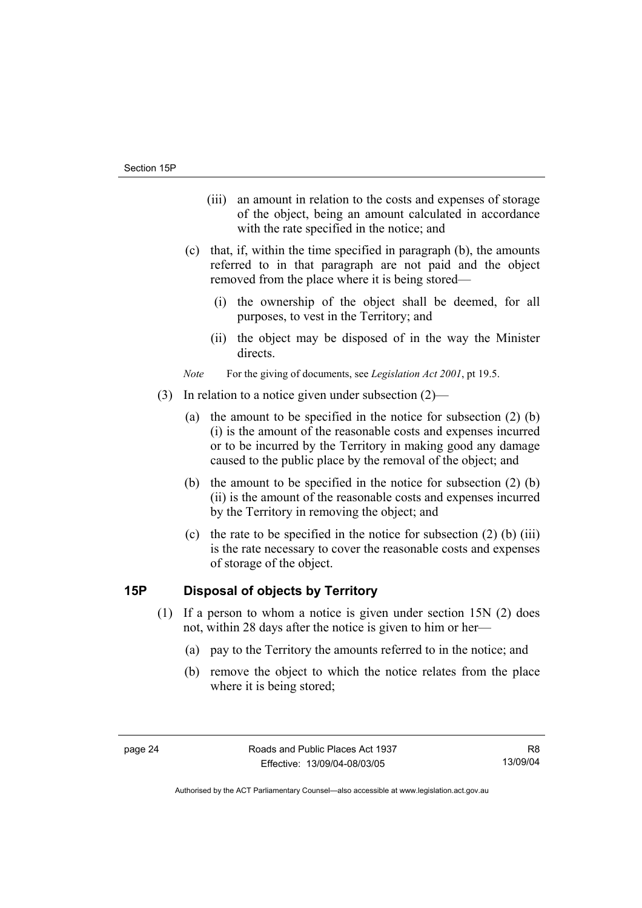(iii) an amount in relation to the costs and expenses of storage of the object, being an amount calculated in accordance with the rate specified in the notice; and

(c) that, if, within the time specified in paragraph (b), the amounts referred to in that paragraph are not paid and the object removed from the place where it is being stored—

(i) the ownership of the object shall be deemed, for all purposes, to vest in the Territory; and

(ii) the object may be disposed of in the way the Minister directs.

*Note* For the giving of documents, see *Legislation Act 2001*, pt 19.5.

(3) In relation to a notice given under subsection (2)—

(a) the amount to be specified in the notice for subsection (2) (b) (i) is the amount of the reasonable costs and expenses incurred or to be incurred by the Territory in making good any damage caused to the public place by the removal of the object; and

(b) the amount to be specified in the notice for subsection (2) (b) (ii) is the amount of the reasonable costs and expenses incurred by the Territory in removing the object; and

(c) the rate to be specified in the notice for subsection (2) (b) (iii) is the rate necessary to cover the reasonable costs and expenses of storage of the object.

### 15P Disposal of objects by Territory

(1) If a person to whom a notice is given under section 15N (2) does not, within 28 days after the notice is given to him or her—

(a) pay to the Territory the amounts referred to in the notice; and

(b) remove the object to which the notice relates from the place where it is being stored;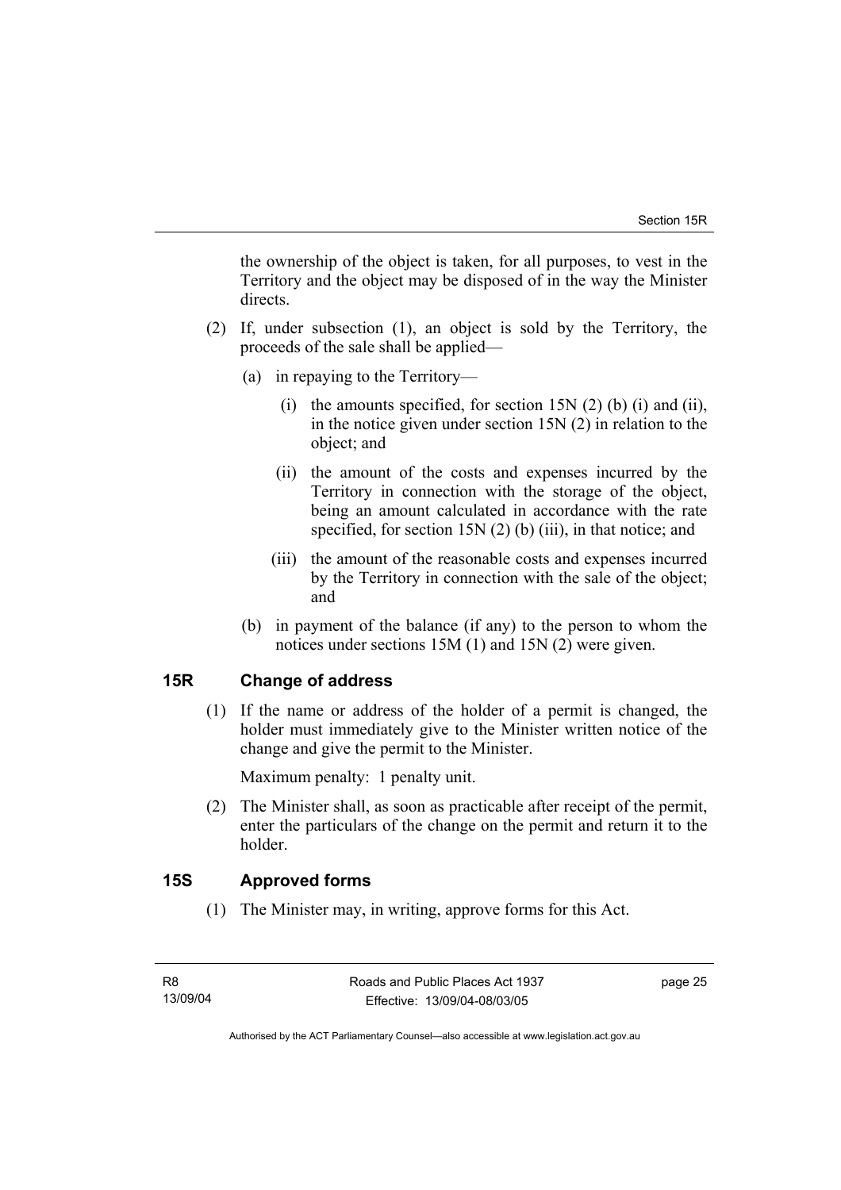the ownership of the object is taken, for all purposes, to vest in the Territory and the object may be disposed of in the way the Minister directs.

(2) If, under subsection (1), an object is sold by the Territory, the proceeds of the sale shall be applied—

(a) in repaying to the Territory—

(i) the amounts specified, for section 15N (2) (b) (i) and (ii), in the notice given under section 15N (2) in relation to the object; and

(ii) the amount of the costs and expenses incurred by the Territory in connection with the storage of the object, being an amount calculated in accordance with the rate specified, for section 15N (2) (b) (iii), in that notice; and

(iii) the amount of the reasonable costs and expenses incurred by the Territory in connection with the sale of the object; and

(b) in payment of the balance (if any) to the person to whom the notices under sections 15M (1) and 15N (2) were given.

## 15R Change of address

(1) If the name or address of the holder of a permit is changed, the holder must immediately give to the Minister written notice of the change and give the permit to the Minister.

Maximum penalty: 1 penalty unit.

(2) The Minister shall, as soon as practicable after receipt of the permit, enter the particulars of the change on the permit and return it to the holder.

## 15S Approved forms

(1) The Minister may, in writing, approve forms for this Act.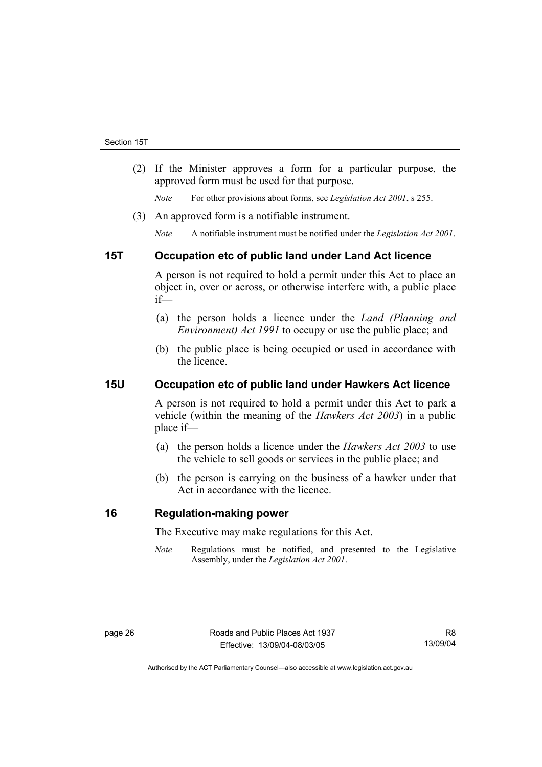(2) If the Minister approves a form for a particular purpose, the approved form must be used for that purpose.

*Note* For other provisions about forms, see *Legislation Act 2001*, s 255.

(3) An approved form is a notifiable instrument.

*Note* A notifiable instrument must be notified under the *Legislation Act 2001*.

### 15T Occupation etc of public land under Land Act licence

A person is not required to hold a permit under this Act to place an object in, over or across, or otherwise interfere with, a public place if—

(a) the person holds a licence under the *Land (Planning and Environment) Act 1991* to occupy or use the public place; and

(b) the public place is being occupied or used in accordance with the licence.

### 15U Occupation etc of public land under Hawkers Act licence

A person is not required to hold a permit under this Act to park a vehicle (within the meaning of the *Hawkers Act 2003*) in a public place if—

(a) the person holds a licence under the *Hawkers Act 2003* to use the vehicle to sell goods or services in the public place; and

(b) the person is carrying on the business of a hawker under that Act in accordance with the licence.

### 16 Regulation-making power

The Executive may make regulations for this Act.

*Note* Regulations must be notified, and presented to the Legislative Assembly, under the *Legislation Act 2001*.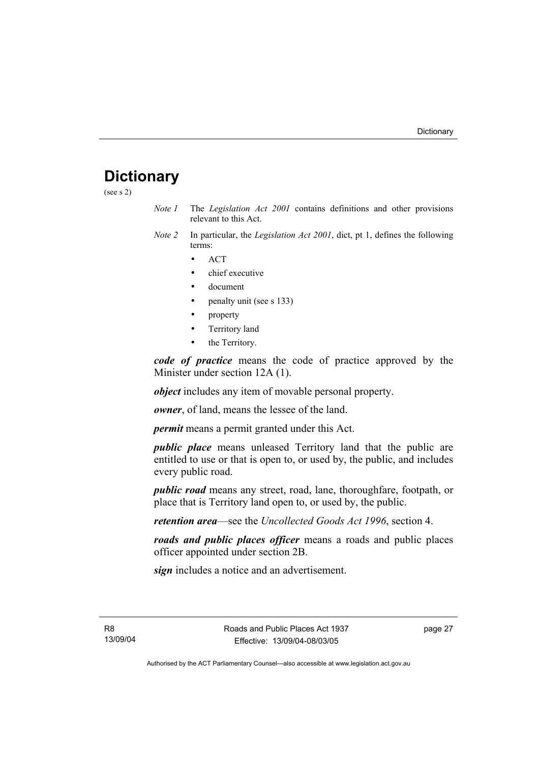# Dictionary

(see s 2)

*Note 1* The *Legislation Act 2001* contains definitions and other provisions relevant to this Act.

*Note 2* In particular, the *Legislation Act 2001*, dict, pt 1, defines the following terms:

- ACT
- chief executive
- document
- penalty unit (see s 133)
- property
- Territory land
- the Territory.

***code of practice*** means the code of practice approved by the Minister under section 12A (1).

***object*** includes any item of movable personal property.

***owner***, of land, means the lessee of the land.

***permit*** means a permit granted under this Act.

***public place*** means unleased Territory land that the public are entitled to use or that is open to, or used by, the public, and includes every public road.

***public road*** means any street, road, lane, thoroughfare, footpath, or place that is Territory land open to, or used by, the public.

***retention area***—see the *Uncollected Goods Act 1996*, section 4.

***roads and public places officer*** means a roads and public places officer appointed under section 2B.

***sign*** includes a notice and an advertisement.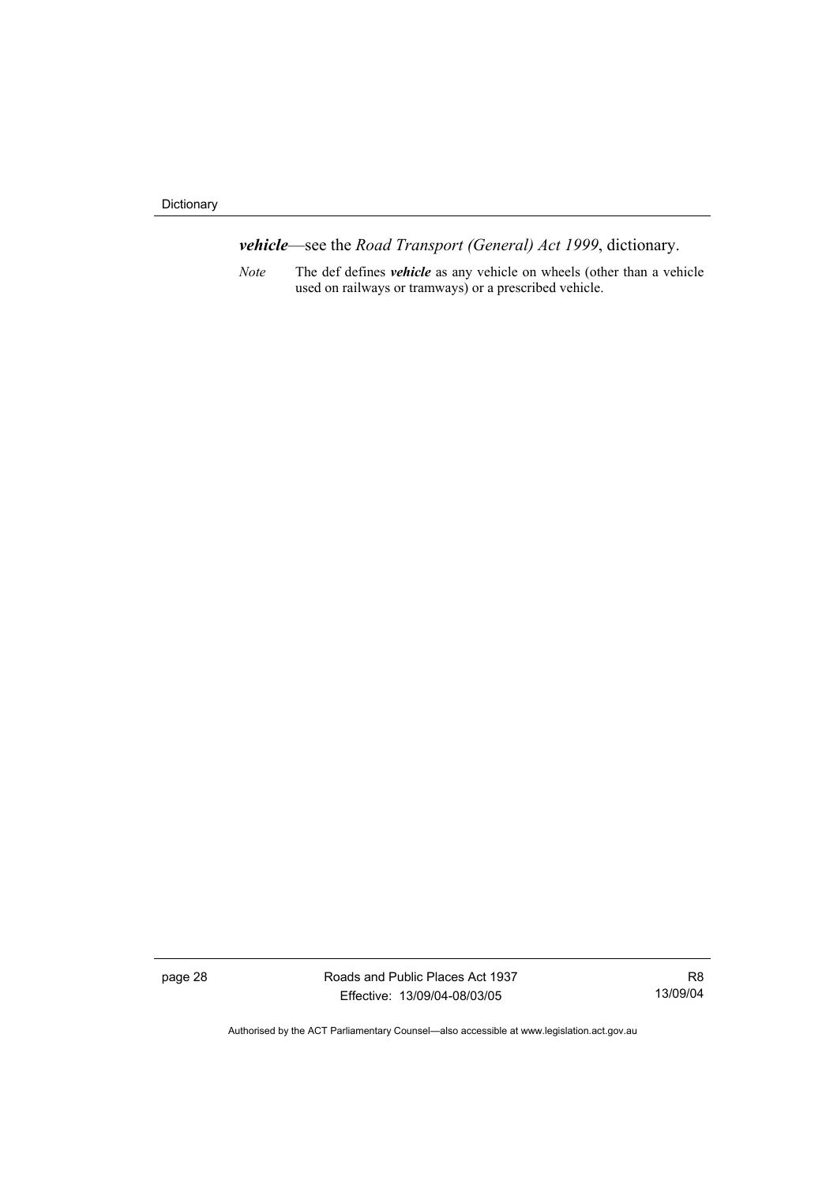***vehicle***—see the *Road Transport (General) Act 1999*, dictionary.

*Note* The def defines ***vehicle*** as any vehicle on wheels (other than a vehicle used on railways or tramways) or a prescribed vehicle.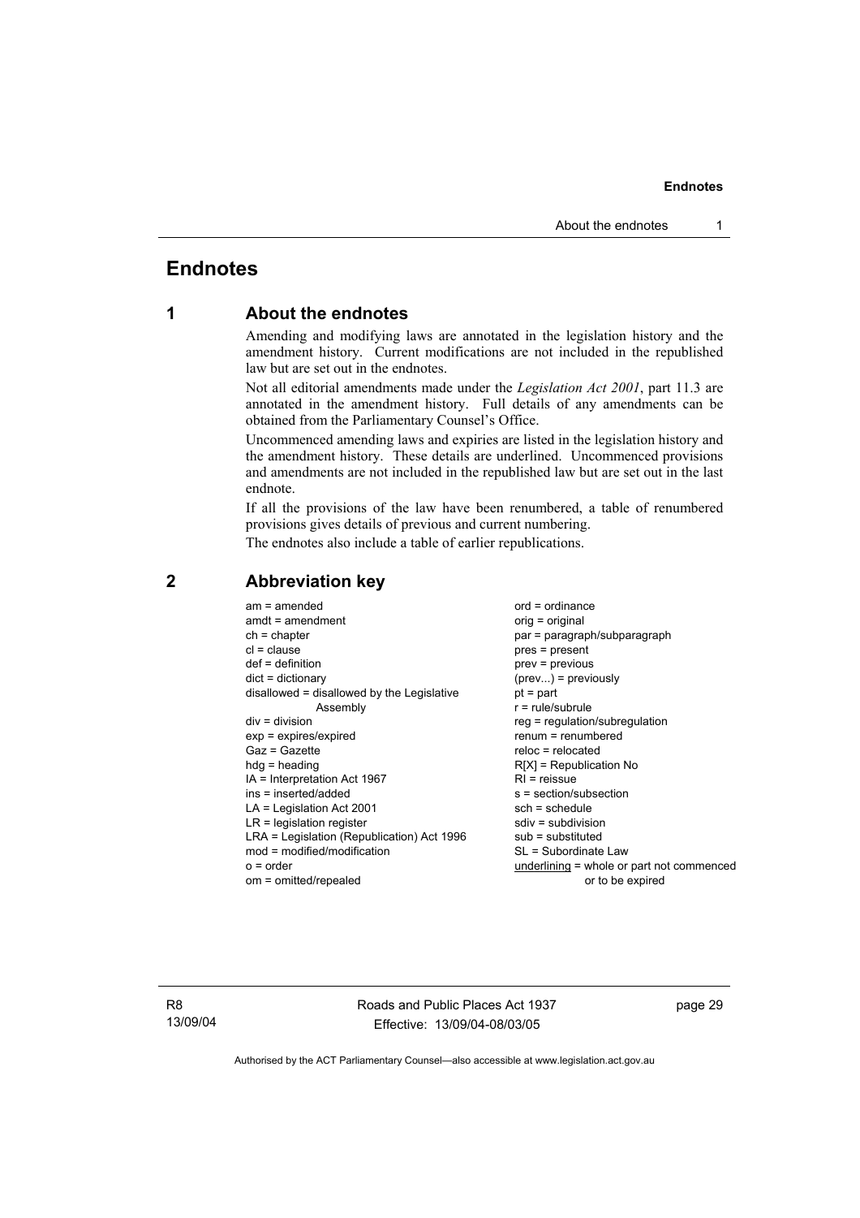# Endnotes

## 1 About the endnotes

Amending and modifying laws are annotated in the legislation history and the amendment history. Current modifications are not included in the republished law but are set out in the endnotes.

Not all editorial amendments made under the *Legislation Act 2001*, part 11.3 are annotated in the amendment history. Full details of any amendments can be obtained from the Parliamentary Counsel's Office.

Uncommenced amending laws and expiries are listed in the legislation history and the amendment history. These details are underlined. Uncommenced provisions and amendments are not included in the republished law but are set out in the last endnote.

If all the provisions of the law have been renumbered, a table of renumbered provisions gives details of previous and current numbering.

The endnotes also include a table of earlier republications.

## 2 Abbreviation key

am = amended
amdt = amendment
ch = chapter
cl = clause
def = definition
dict = dictionary
disallowed = disallowed by the Legislative Assembly
div = division
exp = expires/expired
Gaz = Gazette
hdg = heading
IA = Interpretation Act 1967
ins = inserted/added
LA = Legislation Act 2001
LR = legislation register
LRA = Legislation (Republication) Act 1996
mod = modified/modification
o = order
om = omitted/repealed
ord = ordinance
orig = original
par = paragraph/subparagraph
pres = present
prev = previous
(prev...) = previously
pt = part
r = rule/subrule
reg = regulation/subregulation
renum = renumbered
reloc = relocated
R[X] = Republication No
RI = reissue
s = section/subsection
sch = schedule
sdiv = subdivision
sub = substituted
SL = Subordinate Law
underlining = whole or part not commenced or to be expired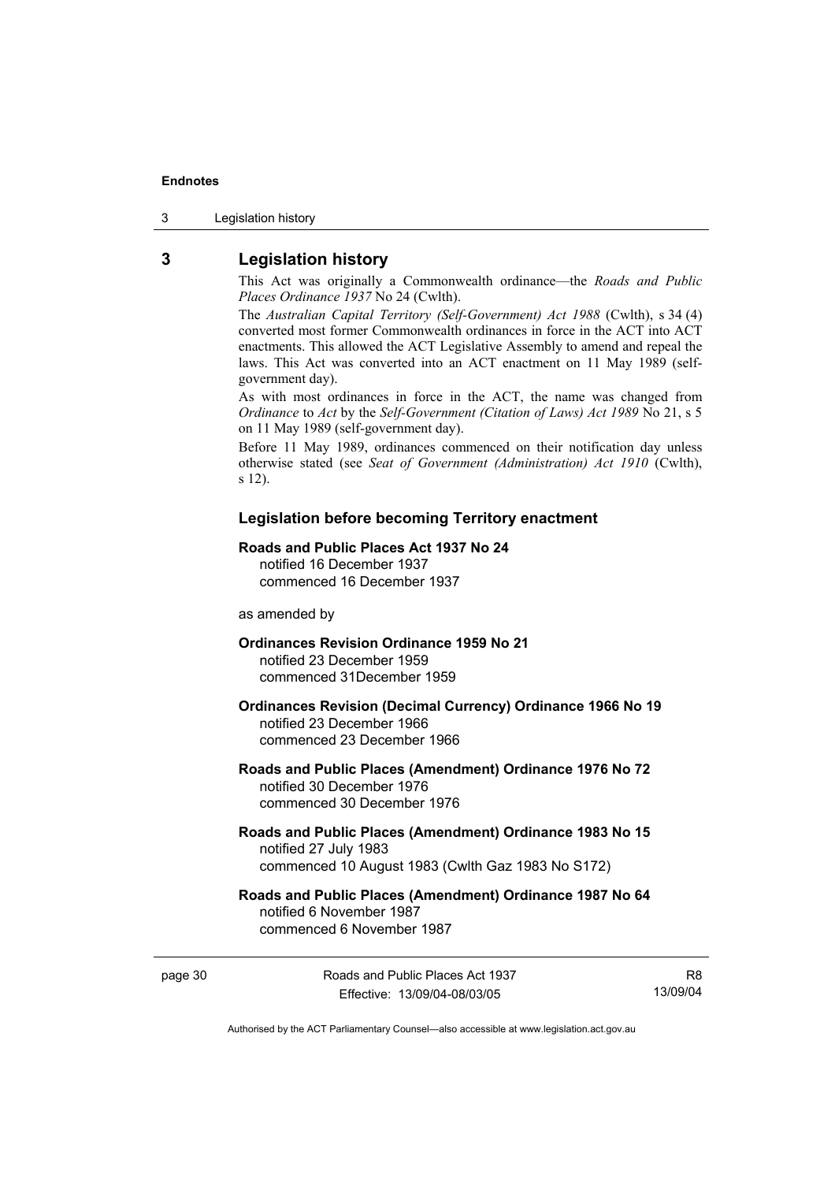## 3 Legislation history

This Act was originally a Commonwealth ordinance—the *Roads and Public Places Ordinance 1937* No 24 (Cwlth).

The *Australian Capital Territory (Self-Government) Act 1988* (Cwlth), s 34 (4) converted most former Commonwealth ordinances in force in the ACT into ACT enactments. This allowed the ACT Legislative Assembly to amend and repeal the laws. This Act was converted into an ACT enactment on 11 May 1989 (self-government day).

As with most ordinances in force in the ACT, the name was changed from *Ordinance* to *Act* by the *Self-Government (Citation of Laws) Act 1989* No 21, s 5 on 11 May 1989 (self-government day).

Before 11 May 1989, ordinances commenced on their notification day unless otherwise stated (see *Seat of Government (Administration) Act 1910* (Cwlth), s 12).

### Legislation before becoming Territory enactment

**Roads and Public Places Act 1937 No 24**
notified 16 December 1937
commenced 16 December 1937

as amended by

**Ordinances Revision Ordinance 1959 No 21**
notified 23 December 1959
commenced 31December 1959

**Ordinances Revision (Decimal Currency) Ordinance 1966 No 19**
notified 23 December 1966
commenced 23 December 1966

**Roads and Public Places (Amendment) Ordinance 1976 No 72**
notified 30 December 1976
commenced 30 December 1976

**Roads and Public Places (Amendment) Ordinance 1983 No 15**
notified 27 July 1983
commenced 10 August 1983 (Cwlth Gaz 1983 No S172)

**Roads and Public Places (Amendment) Ordinance 1987 No 64**
notified 6 November 1987
commenced 6 November 1987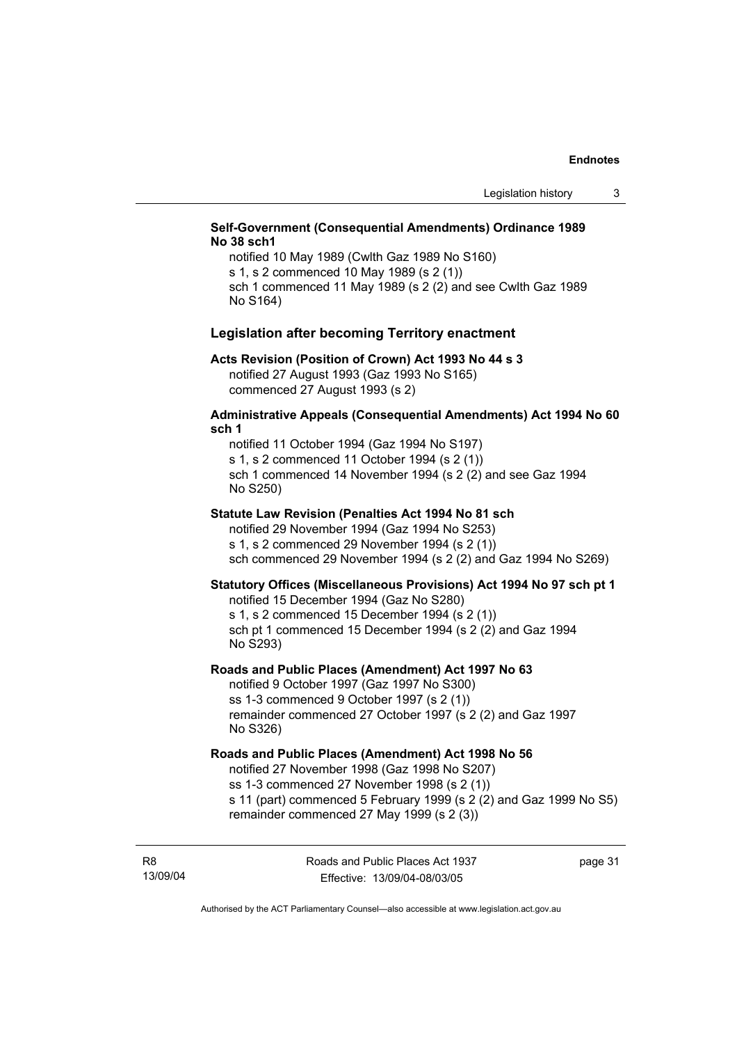**Self-Government (Consequential Amendments) Ordinance 1989 No 38 sch1**

notified 10 May 1989 (Cwlth Gaz 1989 No S160)
s 1, s 2 commenced 10 May 1989 (s 2 (1))
sch 1 commenced 11 May 1989 (s 2 (2) and see Cwlth Gaz 1989 No S164)

### Legislation after becoming Territory enactment

**Acts Revision (Position of Crown) Act 1993 No 44 s 3**

notified 27 August 1993 (Gaz 1993 No S165)
commenced 27 August 1993 (s 2)

**Administrative Appeals (Consequential Amendments) Act 1994 No 60 sch 1**

notified 11 October 1994 (Gaz 1994 No S197)
s 1, s 2 commenced 11 October 1994 (s 2 (1))
sch 1 commenced 14 November 1994 (s 2 (2) and see Gaz 1994 No S250)

**Statute Law Revision (Penalties Act 1994 No 81 sch**

notified 29 November 1994 (Gaz 1994 No S253)
s 1, s 2 commenced 29 November 1994 (s 2 (1))
sch commenced 29 November 1994 (s 2 (2) and Gaz 1994 No S269)

**Statutory Offices (Miscellaneous Provisions) Act 1994 No 97 sch pt 1**

notified 15 December 1994 (Gaz No S280)
s 1, s 2 commenced 15 December 1994 (s 2 (1))
sch pt 1 commenced 15 December 1994 (s 2 (2) and Gaz 1994 No S293)

**Roads and Public Places (Amendment) Act 1997 No 63**

notified 9 October 1997 (Gaz 1997 No S300)
ss 1-3 commenced 9 October 1997 (s 2 (1))
remainder commenced 27 October 1997 (s 2 (2) and Gaz 1997 No S326)

**Roads and Public Places (Amendment) Act 1998 No 56**

notified 27 November 1998 (Gaz 1998 No S207)
ss 1-3 commenced 27 November 1998 (s 2 (1))
s 11 (part) commenced 5 February 1999 (s 2 (2) and Gaz 1999 No S5)
remainder commenced 27 May 1999 (s 2 (3))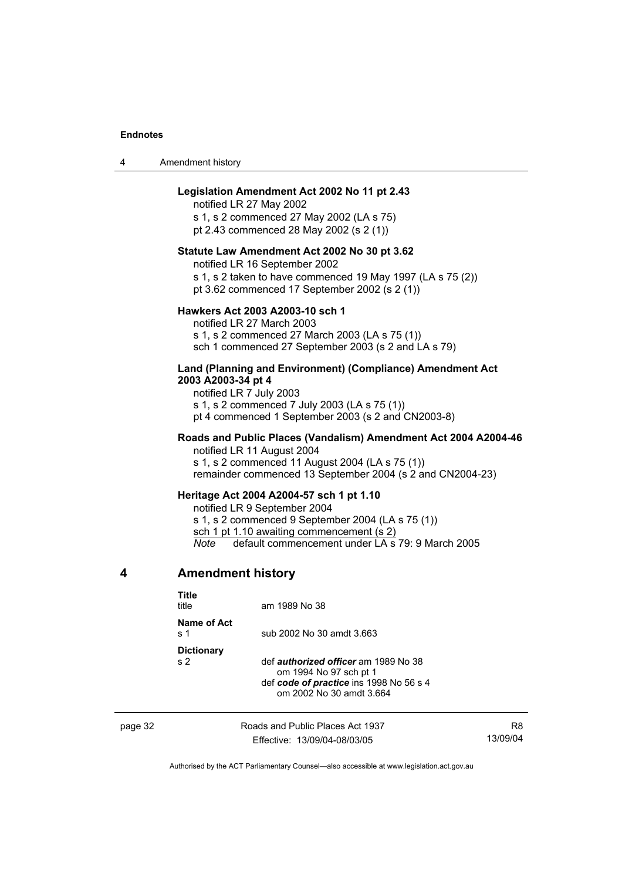**Legislation Amendment Act 2002 No 11 pt 2.43**

notified LR 27 May 2002
s 1, s 2 commenced 27 May 2002 (LA s 75)
pt 2.43 commenced 28 May 2002 (s 2 (1))

**Statute Law Amendment Act 2002 No 30 pt 3.62**

notified LR 16 September 2002
s 1, s 2 taken to have commenced 19 May 1997 (LA s 75 (2))
pt 3.62 commenced 17 September 2002 (s 2 (1))

**Hawkers Act 2003 A2003-10 sch 1**

notified LR 27 March 2003
s 1, s 2 commenced 27 March 2003 (LA s 75 (1))
sch 1 commenced 27 September 2003 (s 2 and LA s 79)

**Land (Planning and Environment) (Compliance) Amendment Act 2003 A2003-34 pt 4**

notified LR 7 July 2003
s 1, s 2 commenced 7 July 2003 (LA s 75 (1))
pt 4 commenced 1 September 2003 (s 2 and CN2003-8)

**Roads and Public Places (Vandalism) Amendment Act 2004 A2004-46**

notified LR 11 August 2004
s 1, s 2 commenced 11 August 2004 (LA s 75 (1))
remainder commenced 13 September 2004 (s 2 and CN2004-23)

**Heritage Act 2004 A2004-57 sch 1 pt 1.10**

notified LR 9 September 2004
s 1, s 2 commenced 9 September 2004 (LA s 75 (1))
sch 1 pt 1.10 awaiting commencement (s 2)
*Note* default commencement under LA s 79: 9 March 2005

## 4 Amendment history

**Title**
title — am 1989 No 38

**Name of Act**
s 1 — sub 2002 No 30 amdt 3.663

**Dictionary**
s 2 — def ***authorized officer*** am 1989 No 38
om 1994 No 97 sch pt 1
def ***code of practice*** ins 1998 No 56 s 4
om 2002 No 30 amdt 3.664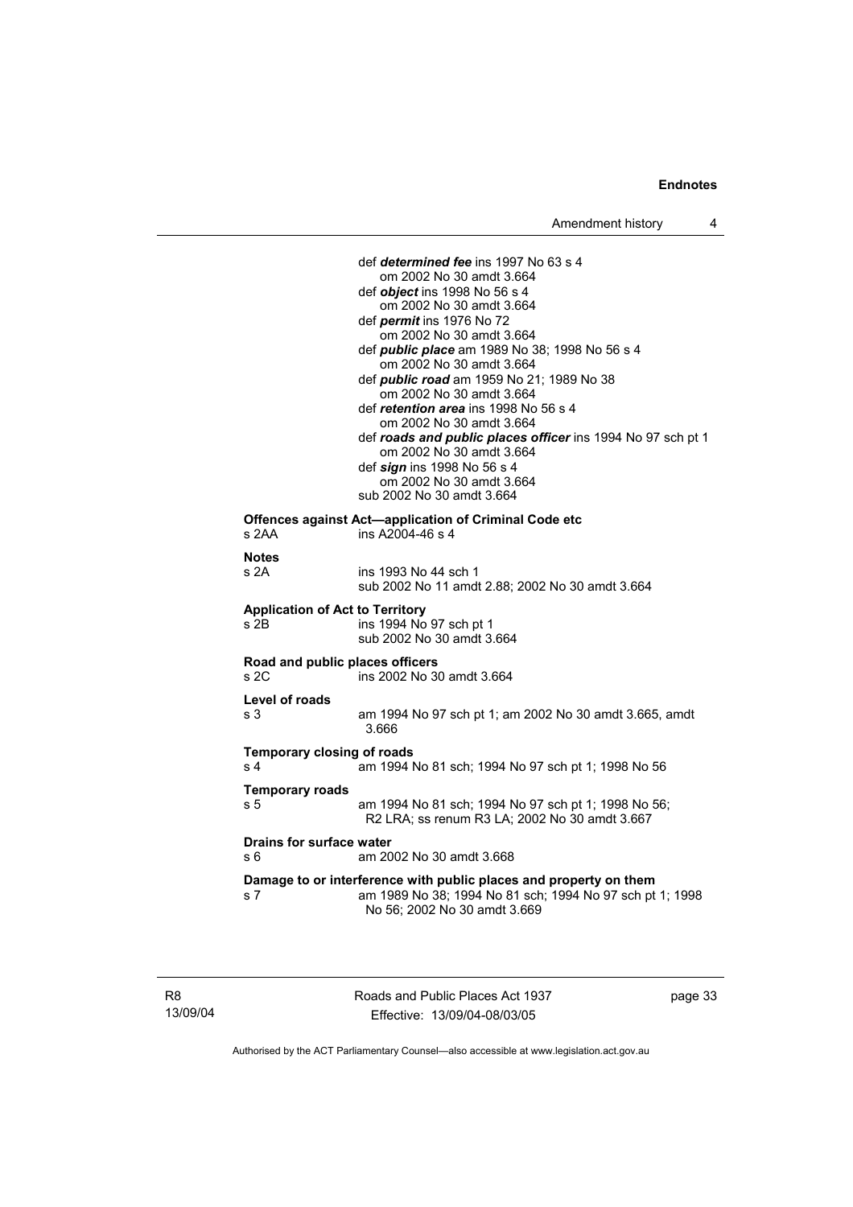def ***determined fee*** ins 1997 No 63 s 4
om 2002 No 30 amdt 3.664
def ***object*** ins 1998 No 56 s 4
om 2002 No 30 amdt 3.664
def ***permit*** ins 1976 No 72
om 2002 No 30 amdt 3.664
def ***public place*** am 1989 No 38; 1998 No 56 s 4
om 2002 No 30 amdt 3.664
def ***public road*** am 1959 No 21; 1989 No 38
om 2002 No 30 amdt 3.664
def ***retention area*** ins 1998 No 56 s 4
om 2002 No 30 amdt 3.664
def ***roads and public places officer*** ins 1994 No 97 sch pt 1
om 2002 No 30 amdt 3.664
def ***sign*** ins 1998 No 56 s 4
om 2002 No 30 amdt 3.664
sub 2002 No 30 amdt 3.664

**Offences against Act—application of Criminal Code etc**
s 2AA ins A2004-46 s 4

**Notes**
s 2A ins 1993 No 44 sch 1
sub 2002 No 11 amdt 2.88; 2002 No 30 amdt 3.664

**Application of Act to Territory**
s 2B ins 1994 No 97 sch pt 1
sub 2002 No 30 amdt 3.664

**Road and public places officers**
s 2C ins 2002 No 30 amdt 3.664

**Level of roads**
s 3 am 1994 No 97 sch pt 1; am 2002 No 30 amdt 3.665, amdt 3.666

**Temporary closing of roads**
s 4 am 1994 No 81 sch; 1994 No 97 sch pt 1; 1998 No 56

**Temporary roads**
s 5 am 1994 No 81 sch; 1994 No 97 sch pt 1; 1998 No 56; R2 LRA; ss renum R3 LA; 2002 No 30 amdt 3.667

**Drains for surface water**
s 6 am 2002 No 30 amdt 3.668

**Damage to or interference with public places and property on them**
s 7 am 1989 No 38; 1994 No 81 sch; 1994 No 97 sch pt 1; 1998 No 56; 2002 No 30 amdt 3.669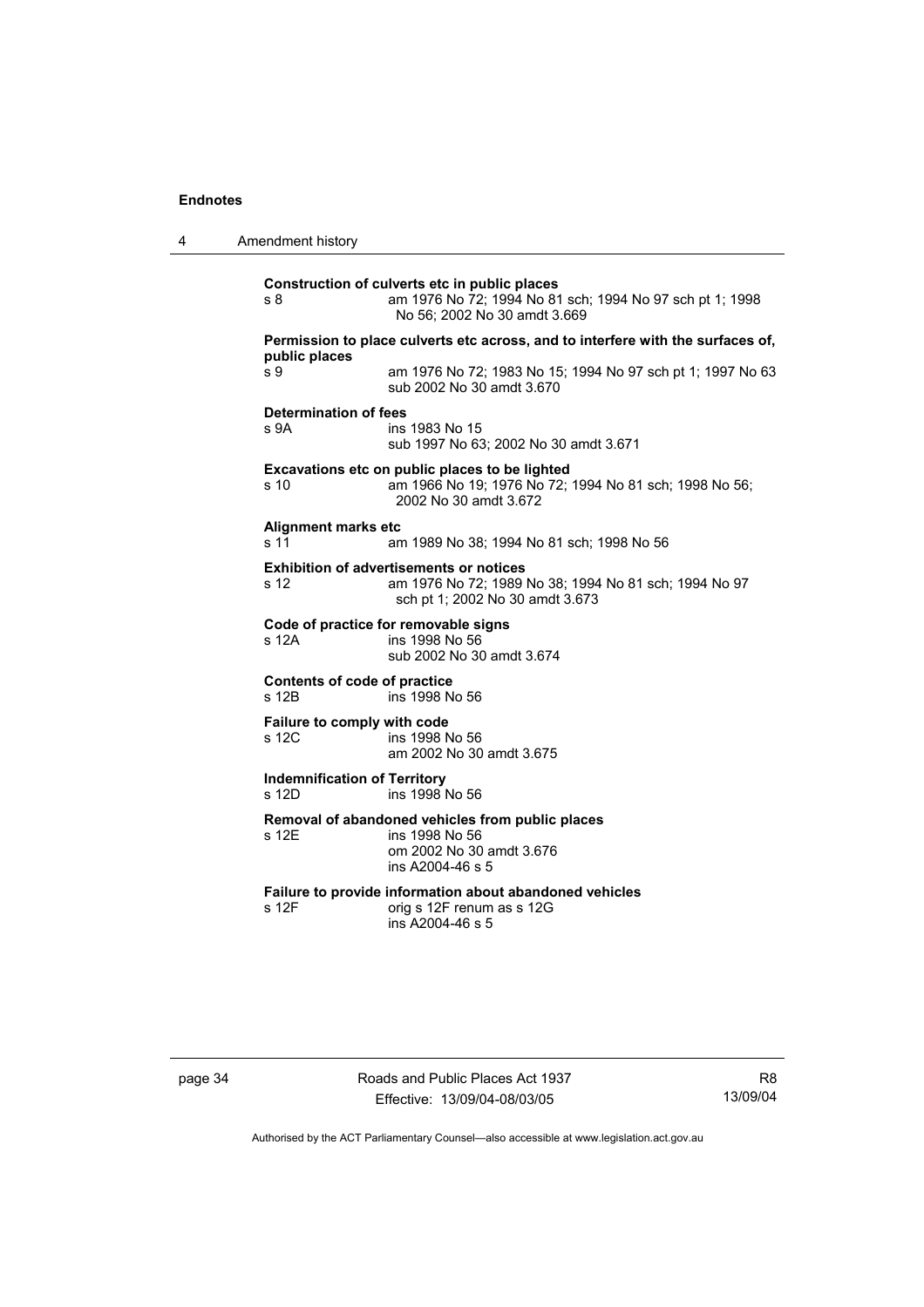**Construction of culverts etc in public places**

s 8 am 1976 No 72; 1994 No 81 sch; 1994 No 97 sch pt 1; 1998 No 56; 2002 No 30 amdt 3.669

**Permission to place culverts etc across, and to interfere with the surfaces of, public places**

s 9 am 1976 No 72; 1983 No 15; 1994 No 97 sch pt 1; 1997 No 63
sub 2002 No 30 amdt 3.670

**Determination of fees**

s 9A ins 1983 No 15
sub 1997 No 63; 2002 No 30 amdt 3.671

**Excavations etc on public places to be lighted**

s 10 am 1966 No 19; 1976 No 72; 1994 No 81 sch; 1998 No 56; 2002 No 30 amdt 3.672

**Alignment marks etc**

s 11 am 1989 No 38; 1994 No 81 sch; 1998 No 56

**Exhibition of advertisements or notices**

s 12 am 1976 No 72; 1989 No 38; 1994 No 81 sch; 1994 No 97 sch pt 1; 2002 No 30 amdt 3.673

**Code of practice for removable signs**

s 12A ins 1998 No 56
sub 2002 No 30 amdt 3.674

**Contents of code of practice**

s 12B ins 1998 No 56

**Failure to comply with code**

s 12C ins 1998 No 56
am 2002 No 30 amdt 3.675

**Indemnification of Territory**

s 12D ins 1998 No 56

**Removal of abandoned vehicles from public places**

s 12E ins 1998 No 56
om 2002 No 30 amdt 3.676
ins A2004-46 s 5

**Failure to provide information about abandoned vehicles**

s 12F orig s 12F renum as s 12G
ins A2004-46 s 5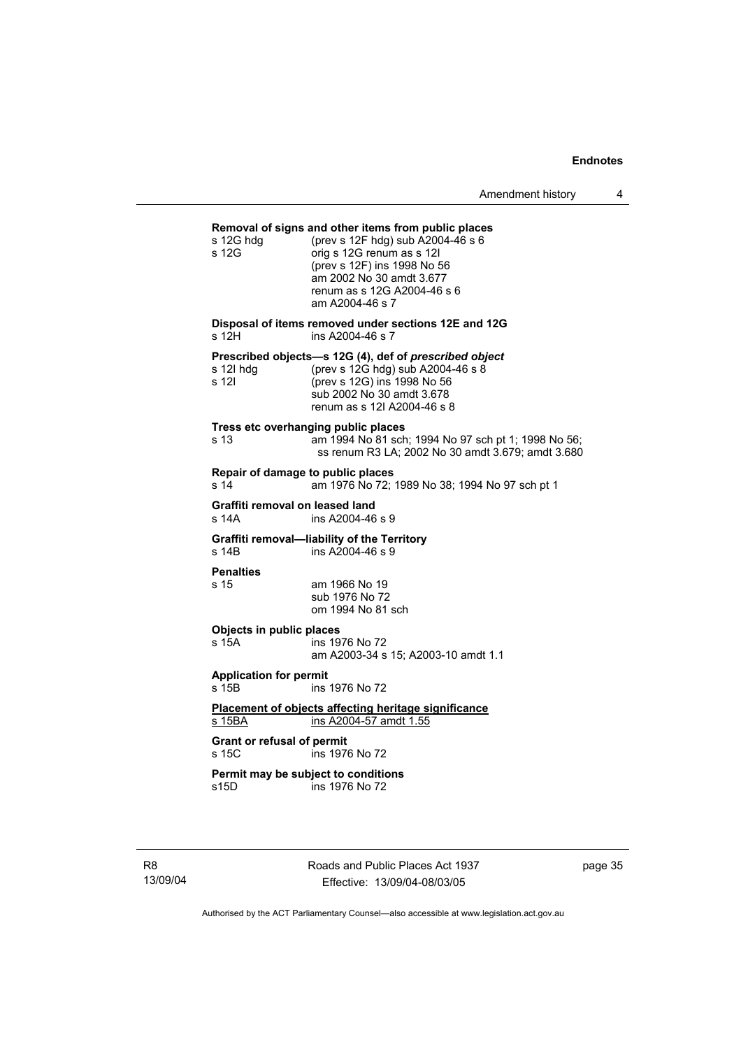**Removal of signs and other items from public places**

s 12G hdg (prev s 12F hdg) sub A2004-46 s 6
s 12G orig s 12G renum as s 12I
(prev s 12F) ins 1998 No 56
am 2002 No 30 amdt 3.677
renum as s 12G A2004-46 s 6
am A2004-46 s 7

**Disposal of items removed under sections 12E and 12G**

s 12H ins A2004-46 s 7

**Prescribed objects—s 12G (4), def of *prescribed object***

s 12I hdg (prev s 12G hdg) sub A2004-46 s 8
s 12I (prev s 12G) ins 1998 No 56
sub 2002 No 30 amdt 3.678
renum as s 12I A2004-46 s 8

**Tress etc overhanging public places**

s 13 am 1994 No 81 sch; 1994 No 97 sch pt 1; 1998 No 56; ss renum R3 LA; 2002 No 30 amdt 3.679; amdt 3.680

**Repair of damage to public places**

s 14 am 1976 No 72; 1989 No 38; 1994 No 97 sch pt 1

**Graffiti removal on leased land**

s 14A ins A2004-46 s 9

**Graffiti removal—liability of the Territory**

s 14B ins A2004-46 s 9

**Penalties**

s 15 am 1966 No 19
sub 1976 No 72
om 1994 No 81 sch

**Objects in public places**

s 15A ins 1976 No 72
am A2003-34 s 15; A2003-10 amdt 1.1

**Application for permit**

s 15B ins 1976 No 72

**Placement of objects affecting heritage significance**

s 15BA ins A2004-57 amdt 1.55

**Grant or refusal of permit**

s 15C ins 1976 No 72

**Permit may be subject to conditions**

s15D ins 1976 No 72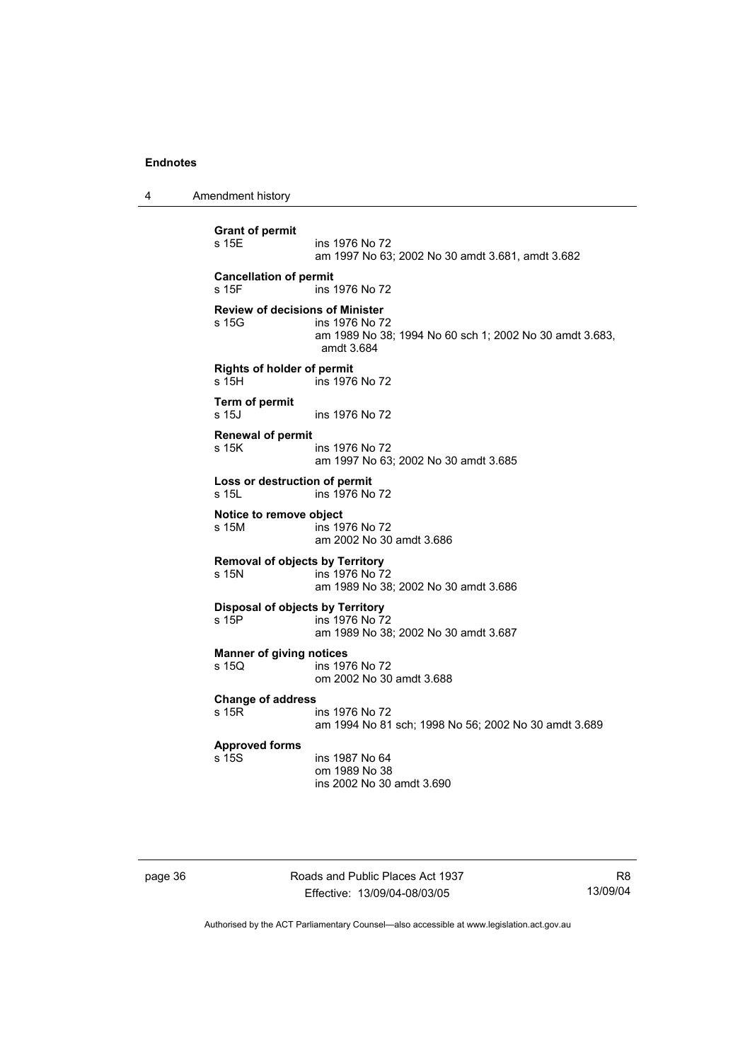**Grant of permit**
s 15E ins 1976 No 72
am 1997 No 63; 2002 No 30 amdt 3.681, amdt 3.682

**Cancellation of permit**
s 15F ins 1976 No 72

**Review of decisions of Minister**
s 15G ins 1976 No 72
am 1989 No 38; 1994 No 60 sch 1; 2002 No 30 amdt 3.683, amdt 3.684

**Rights of holder of permit**
s 15H ins 1976 No 72

**Term of permit**
s 15J ins 1976 No 72

**Renewal of permit**
s 15K ins 1976 No 72
am 1997 No 63; 2002 No 30 amdt 3.685

**Loss or destruction of permit**
s 15L ins 1976 No 72

**Notice to remove object**
s 15M ins 1976 No 72
am 2002 No 30 amdt 3.686

**Removal of objects by Territory**
s 15N ins 1976 No 72
am 1989 No 38; 2002 No 30 amdt 3.686

**Disposal of objects by Territory**
s 15P ins 1976 No 72
am 1989 No 38; 2002 No 30 amdt 3.687

**Manner of giving notices**
s 15Q ins 1976 No 72
om 2002 No 30 amdt 3.688

**Change of address**
s 15R ins 1976 No 72
am 1994 No 81 sch; 1998 No 56; 2002 No 30 amdt 3.689

**Approved forms**
s 15S ins 1987 No 64
om 1989 No 38
ins 2002 No 30 amdt 3.690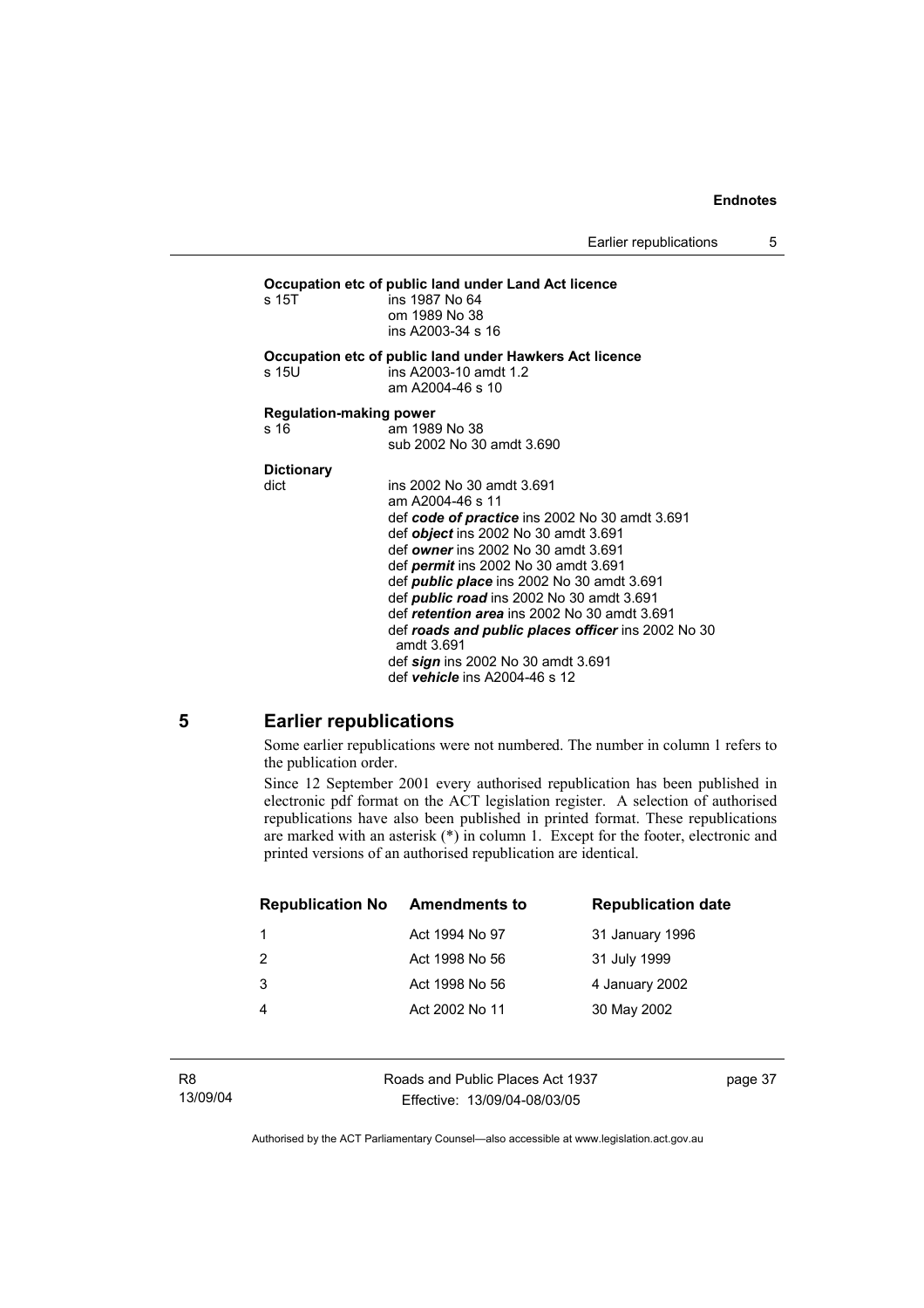**Occupation etc of public land under Land Act licence**

s 15T ins 1987 No 64
om 1989 No 38
ins A2003-34 s 16

**Occupation etc of public land under Hawkers Act licence**

s 15U ins A2003-10 amdt 1.2
am A2004-46 s 10

**Regulation-making power**

s 16 am 1989 No 38
sub 2002 No 30 amdt 3.690

**Dictionary**

dict ins 2002 No 30 amdt 3.691
am A2004-46 s 11
def ***code of practice*** ins 2002 No 30 amdt 3.691
def ***object*** ins 2002 No 30 amdt 3.691
def ***owner*** ins 2002 No 30 amdt 3.691
def ***permit*** ins 2002 No 30 amdt 3.691
def ***public place*** ins 2002 No 30 amdt 3.691
def ***public road*** ins 2002 No 30 amdt 3.691
def ***retention area*** ins 2002 No 30 amdt 3.691
def ***roads and public places officer*** ins 2002 No 30 amdt 3.691
def ***sign*** ins 2002 No 30 amdt 3.691
def ***vehicle*** ins A2004-46 s 12

## 5 Earlier republications

Some earlier republications were not numbered. The number in column 1 refers to the publication order.

Since 12 September 2001 every authorised republication has been published in electronic pdf format on the ACT legislation register. A selection of authorised republications have also been published in printed format. These republications are marked with an asterisk (*) in column 1. Except for the footer, electronic and printed versions of an authorised republication are identical.

| Republication No | Amendments to | Republication date |
|---|---|---|
| 1 | Act 1994 No 97 | 31 January 1996 |
| 2 | Act 1998 No 56 | 31 July 1999 |
| 3 | Act 1998 No 56 | 4 January 2002 |
| 4 | Act 2002 No 11 | 30 May 2002 |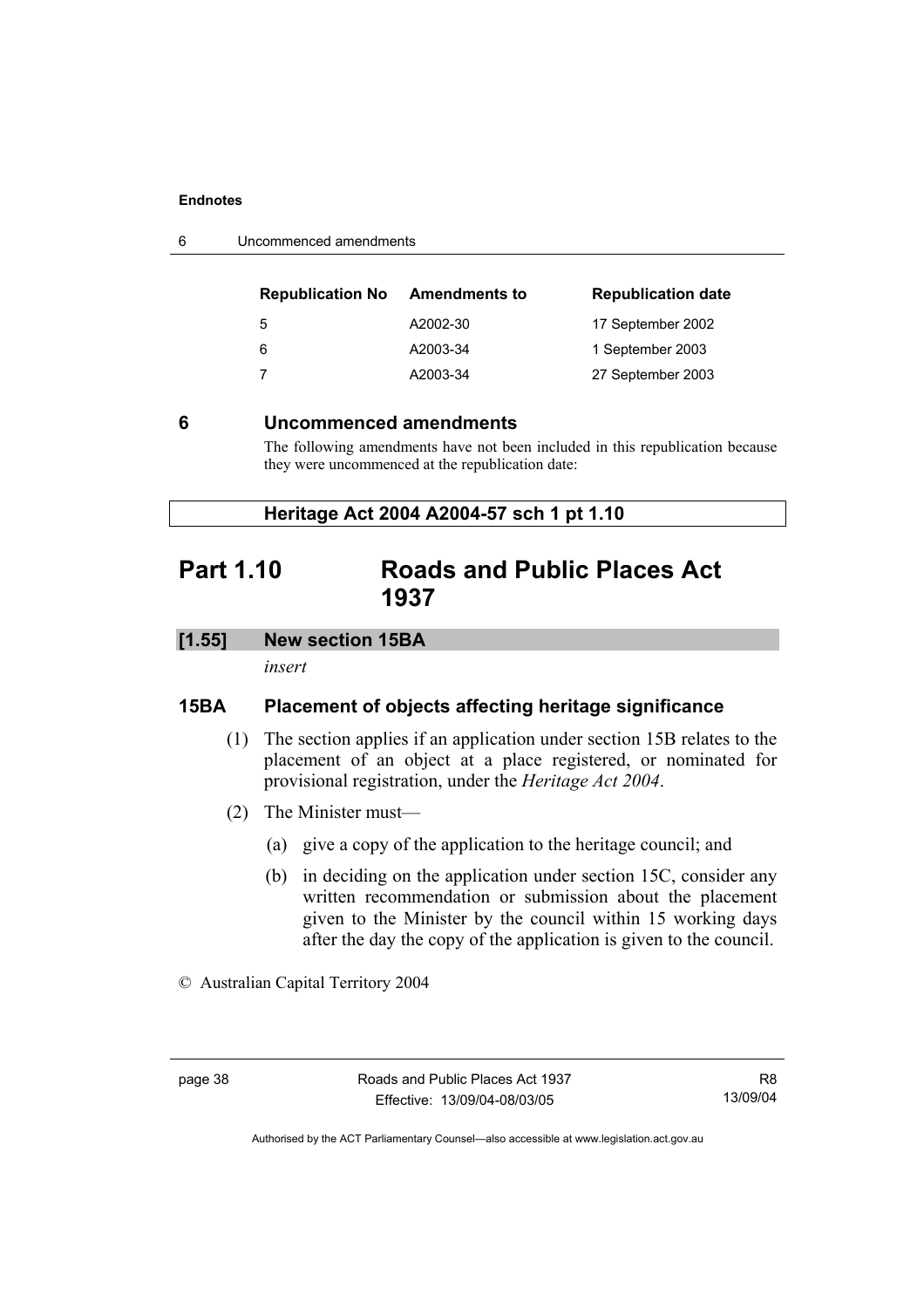| Republication No | Amendments to | Republication date |
| --- | --- | --- |
| 5 | A2002-30 | 17 September 2002 |
| 6 | A2003-34 | 1 September 2003 |
| 7 | A2003-34 | 27 September 2003 |

## 6 Uncommenced amendments

The following amendments have not been included in this republication because they were uncommenced at the republication date:

**Heritage Act 2004 A2004-57 sch 1 pt 1.10**

# Part 1.10 Roads and Public Places Act 1937

### [1.55] New section 15BA

*insert*

### 15BA Placement of objects affecting heritage significance

(1) The section applies if an application under section 15B relates to the placement of an object at a place registered, or nominated for provisional registration, under the *Heritage Act 2004*.

(2) The Minister must—

(a) give a copy of the application to the heritage council; and

(b) in deciding on the application under section 15C, consider any written recommendation or submission about the placement given to the Minister by the council within 15 working days after the day the copy of the application is given to the council.

© Australian Capital Territory 2004